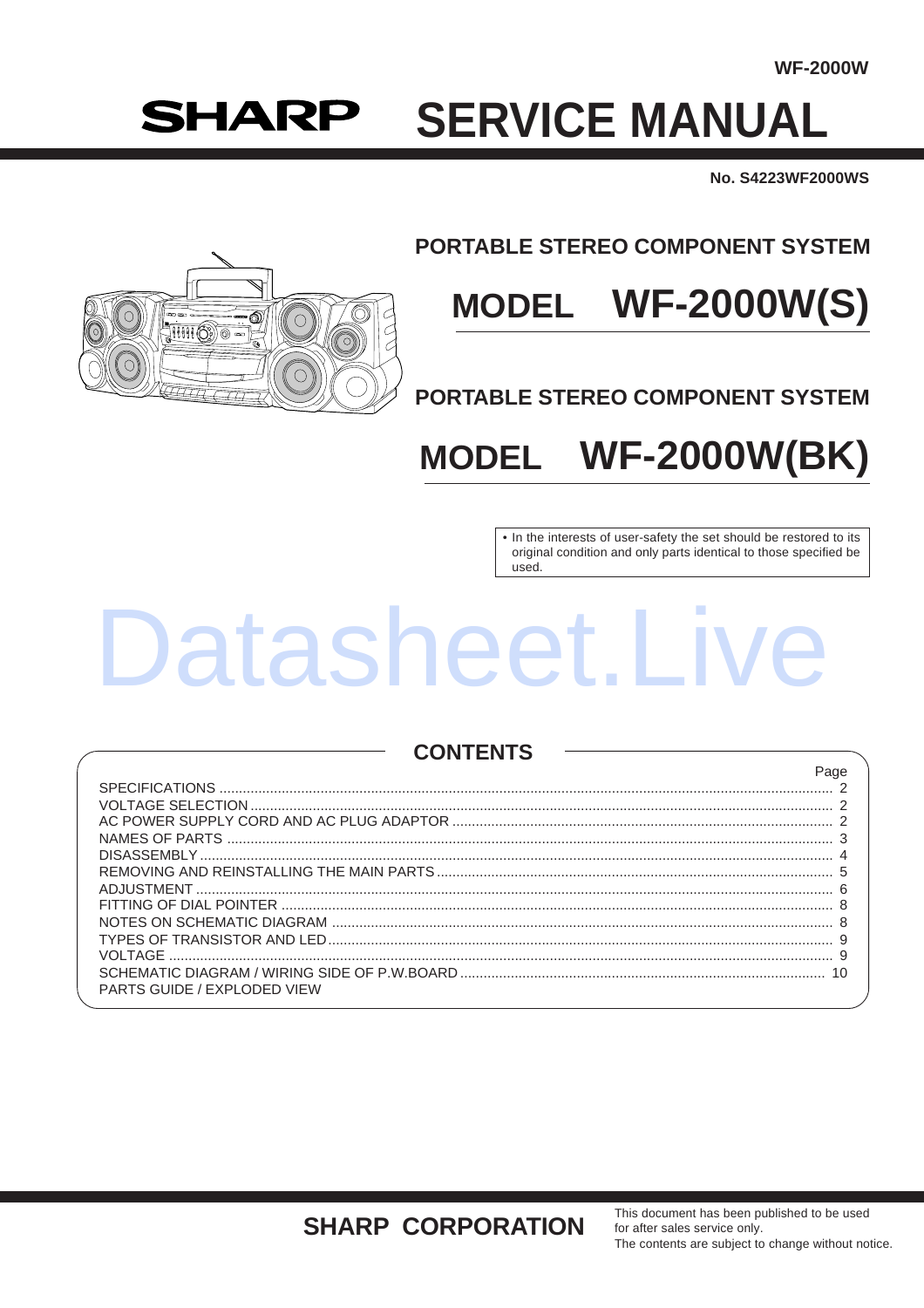# SHARP SERVICE MANUAL

**No. S4223WF2000WS**

## PORTABLE STEREO COMPONENT SYSTEM

# MODEL WF-2000W(S)

## PORTABLE STEREO COMPONENT SYSTEM

# MODEL WF-2000W(BK)

- In the interests of user-safety the set should be restored to its original condition and only parts identical to those specified be used.

Datasheet.Live

## CONTENTS

| | Page |
|---|---|
| SPECIFICATIONS | 2 |
| VOLTAGE SELECTION | 2 |
| AC POWER SUPPLY CORD AND AC PLUG ADAPTOR | 2 |
| NAMES OF PARTS | 3 |
| DISASSEMBLY | 4 |
| REMOVING AND REINSTALLING THE MAIN PARTS | 5 |
| ADJUSTMENT | 6 |
| FITTING OF DIAL POINTER | 8 |
| NOTES ON SCHEMATIC DIAGRAM | 8 |
| TYPES OF TRANSISTOR AND LED | 9 |
| VOLTAGE | 9 |
| SCHEMATIC DIAGRAM / WIRING SIDE OF P.W.BOARD | 10 |
| PARTS GUIDE / EXPLODED VIEW | |

**SHARP CORPORATION**

This document has been published to be used for after sales service only.
The contents are subject to change without notice.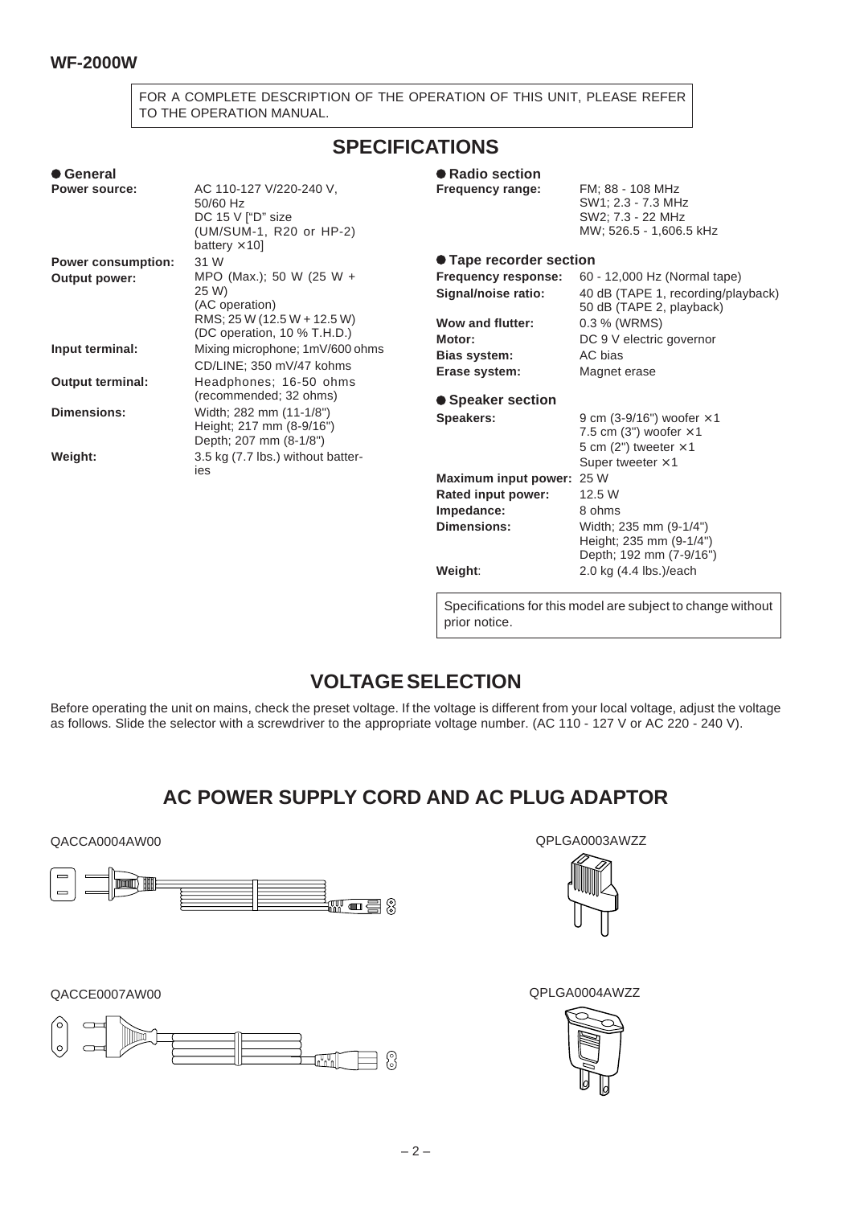FOR A COMPLETE DESCRIPTION OF THE OPERATION OF THIS UNIT, PLEASE REFER TO THE OPERATION MANUAL.

# SPECIFICATIONS

### ● General

| | |
|---|---|
| **Power source:** | AC 110-127 V/220-240 V, 50/60 Hz<br>DC 15 V ["D" size (UM/SUM-1, R20 or HP-2) battery ×10] |
| **Power consumption:** | 31 W |
| **Output power:** | MPO (Max.); 50 W (25 W + 25 W) (AC operation)<br>RMS; 25 W (12.5 W + 12.5 W) (DC operation, 10 % T.H.D.) |
| **Input terminal:** | Mixing microphone; 1mV/600 ohms<br>CD/LINE; 350 mV/47 kohms |
| **Output terminal:** | Headphones; 16-50 ohms (recommended; 32 ohms) |
| **Dimensions:** | Width; 282 mm (11-1/8")<br>Height; 217 mm (8-9/16")<br>Depth; 207 mm (8-1/8") |
| **Weight:** | 3.5 kg (7.7 lbs.) without batteries |

### ● Radio section

| | |
|---|---|
| **Frequency range:** | FM; 88 - 108 MHz<br>SW1; 2.3 - 7.3 MHz<br>SW2; 7.3 - 22 MHz<br>MW; 526.5 - 1,606.5 kHz |

### ● Tape recorder section

| | |
|---|---|
| **Frequency response:** | 60 - 12,000 Hz (Normal tape) |
| **Signal/noise ratio:** | 40 dB (TAPE 1, recording/playback)<br>50 dB (TAPE 2, playback) |
| **Wow and flutter:** | 0.3 % (WRMS) |
| **Motor:** | DC 9 V electric governor |
| **Bias system:** | AC bias |
| **Erase system:** | Magnet erase |

### ● Speaker section

| | |
|---|---|
| **Speakers:** | 9 cm (3-9/16") woofer ×1<br>7.5 cm (3") woofer ×1<br>5 cm (2") tweeter ×1<br>Super tweeter ×1 |
| **Maximum input power:** | 25 W |
| **Rated input power:** | 12.5 W |
| **Impedance:** | 8 ohms |
| **Dimensions:** | Width; 235 mm (9-1/4")<br>Height; 235 mm (9-1/4")<br>Depth; 192 mm (7-9/16") |
| **Weight:** | 2.0 kg (4.4 lbs.)/each |

Specifications for this model are subject to change without prior notice.

# VOLTAGE SELECTION

Before operating the unit on mains, check the preset voltage. If the voltage is different from your local voltage, adjust the voltage as follows. Slide the selector with a screwdriver to the appropriate voltage number. (AC 110 - 127 V or AC 220 - 240 V).

# AC POWER SUPPLY CORD AND AC PLUG ADAPTOR

QACCA0004AW00

QPLGA0003AWZZ

QACCE0007AW00

QPLGA0004AWZZ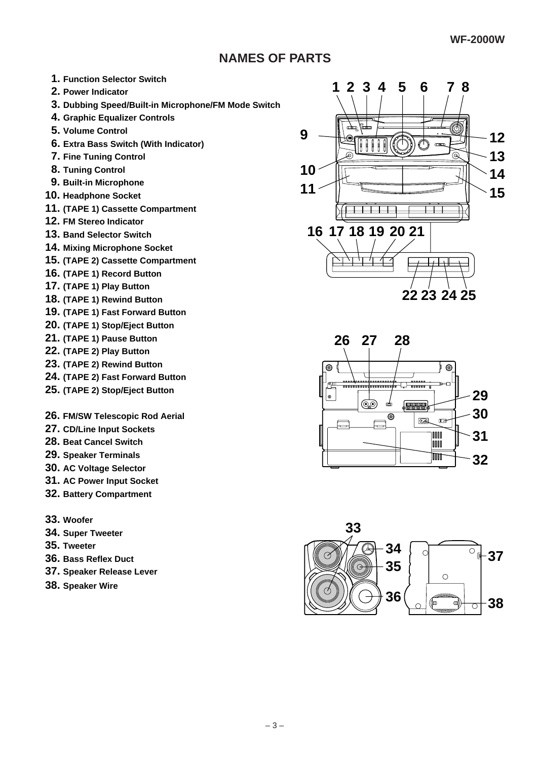# NAMES OF PARTS

1. Function Selector Switch
2. Power Indicator
3. Dubbing Speed/Built-in Microphone/FM Mode Switch
4. Graphic Equalizer Controls
5. Volume Control
6. Extra Bass Switch (With Indicator)
7. Fine Tuning Control
8. Tuning Control
9. Built-in Microphone
10. Headphone Socket
11. (TAPE 1) Cassette Compartment
12. FM Stereo Indicator
13. Band Selector Switch
14. Mixing Microphone Socket
15. (TAPE 2) Cassette Compartment
16. (TAPE 1) Record Button
17. (TAPE 1) Play Button
18. (TAPE 1) Rewind Button
19. (TAPE 1) Fast Forward Button
20. (TAPE 1) Stop/Eject Button
21. (TAPE 1) Pause Button
22. (TAPE 2) Play Button
23. (TAPE 2) Rewind Button
24. (TAPE 2) Fast Forward Button
25. (TAPE 2) Stop/Eject Button

26. FM/SW Telescopic Rod Aerial
27. CD/Line Input Sockets
28. Beat Cancel Switch
29. Speaker Terminals
30. AC Voltage Selector
31. AC Power Input Socket
32. Battery Compartment

33. Woofer
34. Super Tweeter
35. Tweeter
36. Bass Reflex Duct
37. Speaker Release Lever
38. Speaker Wire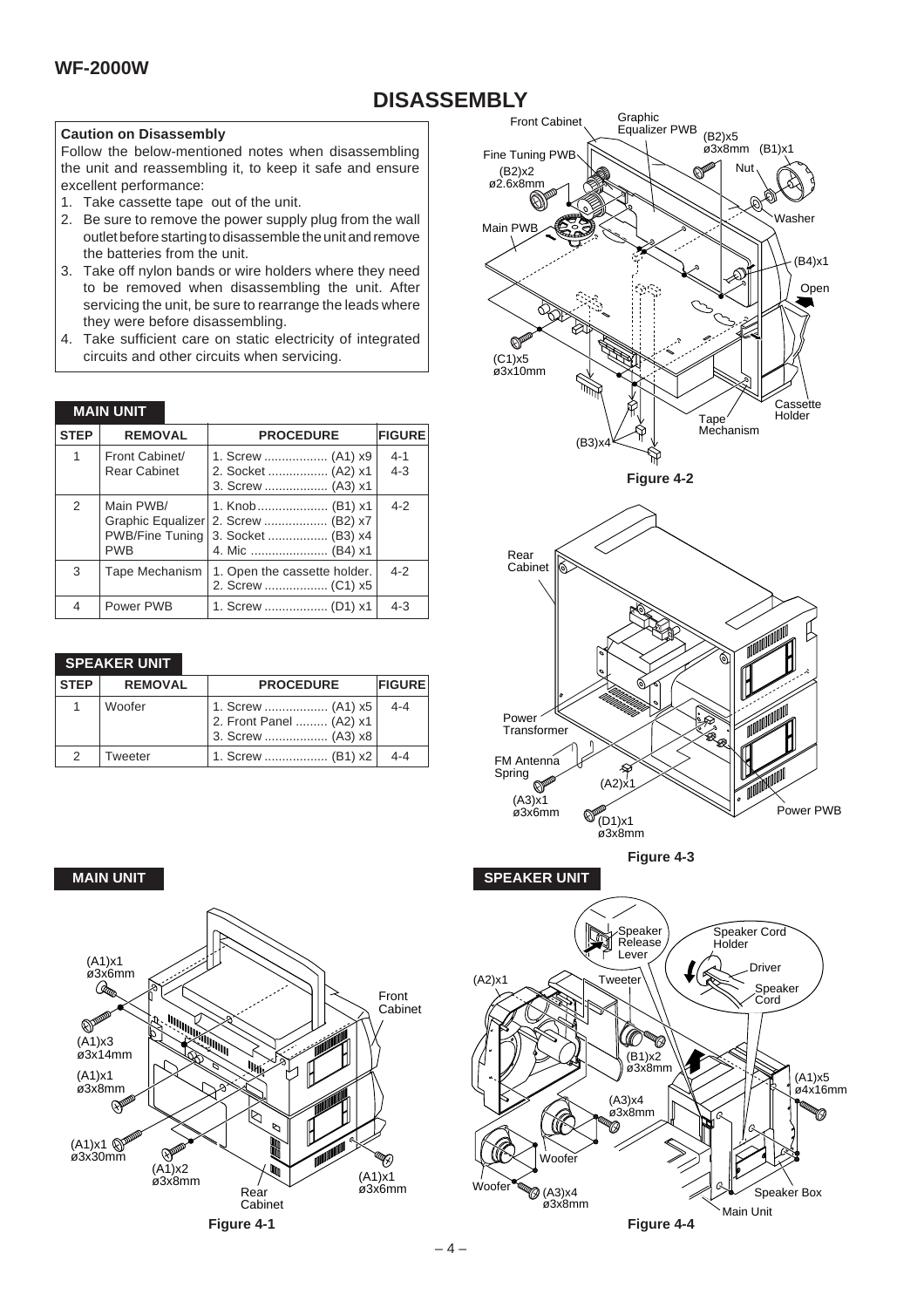# DISASSEMBLY

**Caution on Disassembly**

Follow the below-mentioned notes when disassembling the unit and reassembling it, to keep it safe and ensure excellent performance:

1. Take cassette tape out of the unit.
2. Be sure to remove the power supply plug from the wall outlet before starting to disassemble the unit and remove the batteries from the unit.
3. Take off nylon bands or wire holders where they need to be removed when disassembling the unit. After servicing the unit, be sure to rearrange the leads where they were before disassembling.
4. Take sufficient care on static electricity of integrated circuits and other circuits when servicing.

**MAIN UNIT**

| STEP | REMOVAL | PROCEDURE | FIGURE |
|---|---|---|---|
| 1 | Front Cabinet/ Rear Cabinet | 1. Screw .................. (A1) x9<br>2. Socket ................. (A2) x1<br>3. Screw .................. (A3) x1 | 4-1<br>4-3 |
| 2 | Main PWB/ Graphic Equalizer PWB/Fine Tuning PWB | 1. Knob.................... (B1) x1<br>2. Screw .................. (B2) x7<br>3. Socket ................. (B3) x4<br>4. Mic ...................... (B4) x1 | 4-2 |
| 3 | Tape Mechanism | 1. Open the cassette holder.<br>2. Screw .................. (C1) x5 | 4-2 |
| 4 | Power PWB | 1. Screw .................. (D1) x1 | 4-3 |

**SPEAKER UNIT**

| STEP | REMOVAL | PROCEDURE | FIGURE |
|---|---|---|---|
| 1 | Woofer | 1. Screw .................. (A1) x5<br>2. Front Panel .......... (A2) x1<br>3. Screw .................. (A3) x8 | 4-4 |
| 2 | Tweeter | 1. Screw .................. (B1) x2 | 4-4 |

**MAIN UNIT**

Figure 4-1

Figure 4-2

Figure 4-3

**SPEAKER UNIT**

Figure 4-4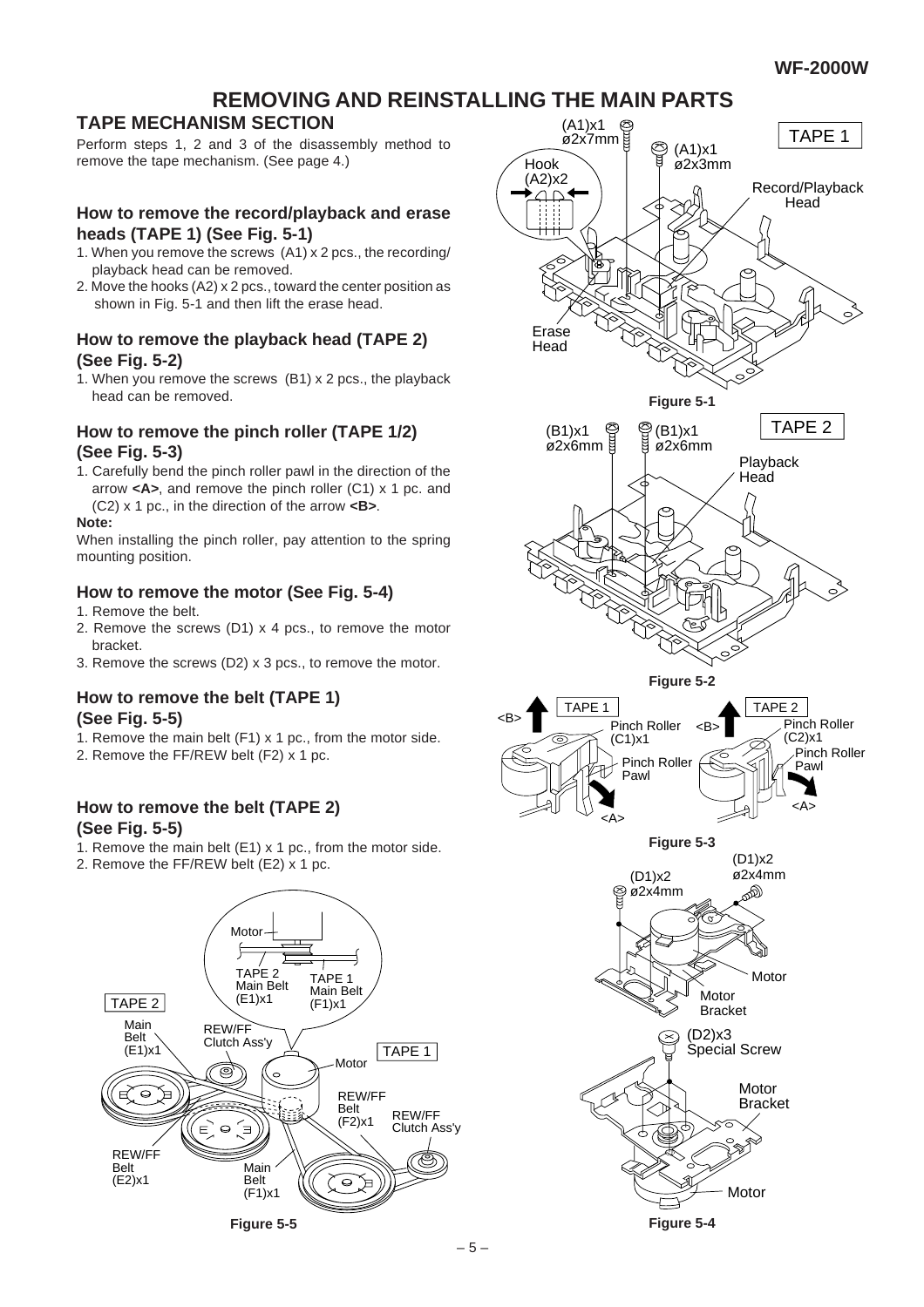# REMOVING AND REINSTALLING THE MAIN PARTS

## TAPE MECHANISM SECTION

Perform steps 1, 2 and 3 of the disassembly method to remove the tape mechanism. (See page 4.)

### How to remove the record/playback and erase heads (TAPE 1) (See Fig. 5-1)

1. When you remove the screws (A1) x 2 pcs., the recording/playback head can be removed.
2. Move the hooks (A2) x 2 pcs., toward the center position as shown in Fig. 5-1 and then lift the erase head.

### How to remove the playback head (TAPE 2) (See Fig. 5-2)

1. When you remove the screws (B1) x 2 pcs., the playback head can be removed.

### How to remove the pinch roller (TAPE 1/2) (See Fig. 5-3)

1. Carefully bend the pinch roller pawl in the direction of the arrow **<A>**, and remove the pinch roller (C1) x 1 pc. and (C2) x 1 pc., in the direction of the arrow **<B>**.

**Note:**

When installing the pinch roller, pay attention to the spring mounting position.

### How to remove the motor (See Fig. 5-4)

1. Remove the belt.
2. Remove the screws (D1) x 4 pcs., to remove the motor bracket.
3. Remove the screws (D2) x 3 pcs., to remove the motor.

### How to remove the belt (TAPE 1) (See Fig. 5-5)

1. Remove the main belt (F1) x 1 pc., from the motor side.
2. Remove the FF/REW belt (F2) x 1 pc.

### How to remove the belt (TAPE 2) (See Fig. 5-5)

1. Remove the main belt (E1) x 1 pc., from the motor side.
2. Remove the FF/REW belt (E2) x 1 pc.

Figure 5-1

Figure 5-2

Figure 5-3

Figure 5-4

Figure 5-5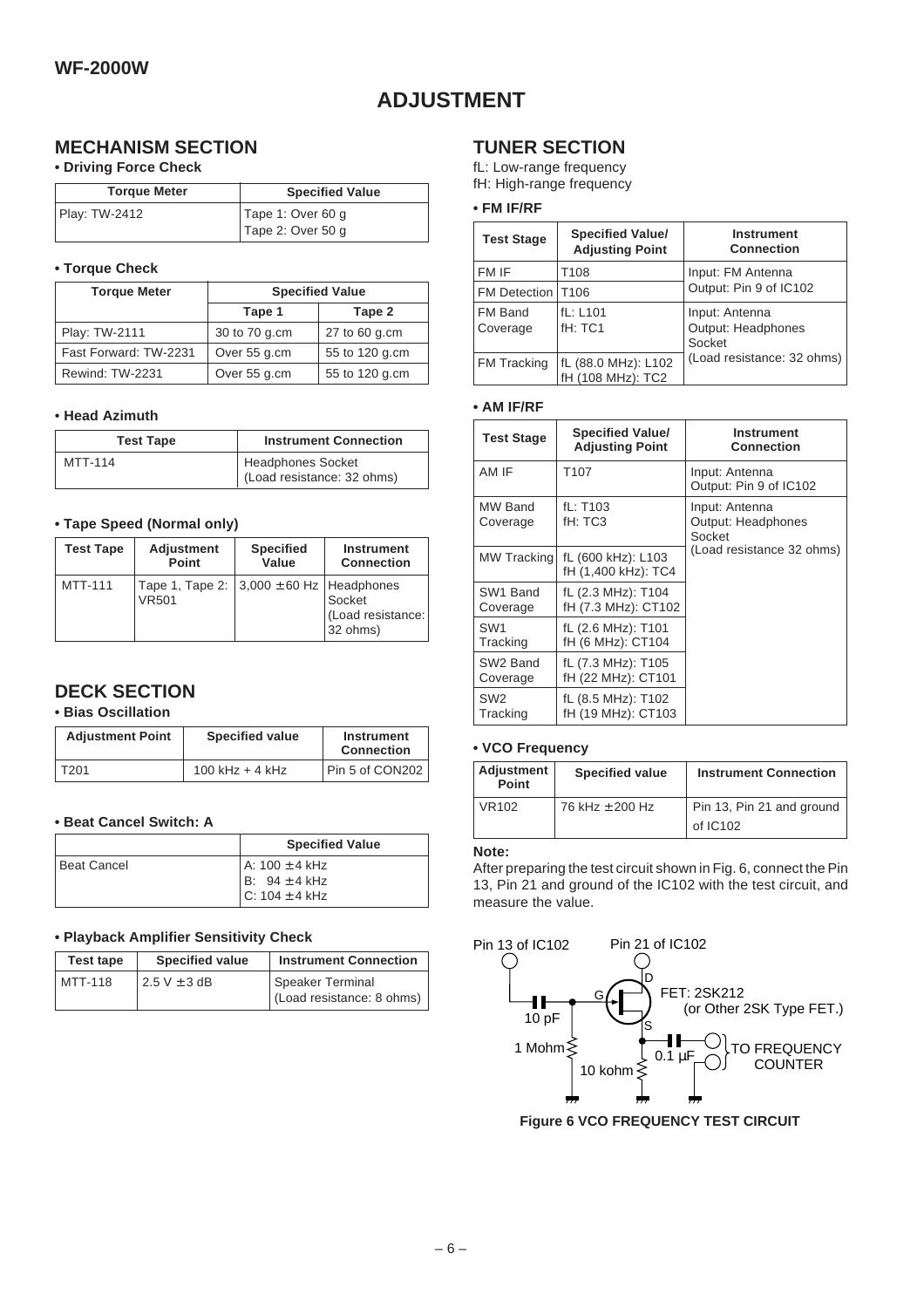WF-2000W

# ADJUSTMENT

## MECHANISM SECTION

**• Driving Force Check**

| Torque Meter | Specified Value |
|---|---|
| Play: TW-2412 | Tape 1: Over 60 g<br>Tape 2: Over 50 g |

**• Torque Check**

| Torque Meter | Specified Value | |
|---|---|---|
| | Tape 1 | Tape 2 |
| Play: TW-2111 | 30 to 70 g.cm | 27 to 60 g.cm |
| Fast Forward: TW-2231 | Over 55 g.cm | 55 to 120 g.cm |
| Rewind: TW-2231 | Over 55 g.cm | 55 to 120 g.cm |

**• Head Azimuth**

| Test Tape | Instrument Connection |
|---|---|
| MTT-114 | Headphones Socket (Load resistance: 32 ohms) |

**• Tape Speed (Normal only)**

| Test Tape | Adjustment Point | Specified Value | Instrument Connection |
|---|---|---|---|
| MTT-111 | Tape 1, Tape 2: VR501 | 3,000 ± 60 Hz | Headphones Socket (Load resistance: 32 ohms) |

## DECK SECTION

**• Bias Oscillation**

| Adjustment Point | Specified value | Instrument Connection |
|---|---|---|
| T201 | 100 kHz + 4 kHz | Pin 5 of CON202 |

**• Beat Cancel Switch: A**

| | Specified Value |
|---|---|
| Beat Cancel | A: 100 ± 4 kHz<br>B: 94 ± 4 kHz<br>C: 104 ± 4 kHz |

**• Playback Amplifier Sensitivity Check**

| Test tape | Specified value | Instrument Connection |
|---|---|---|
| MTT-118 | 2.5 V ± 3 dB | Speaker Terminal (Load resistance: 8 ohms) |

## TUNER SECTION

fL: Low-range frequency
fH: High-range frequency

**• FM IF/RF**

| Test Stage | Specified Value/ Adjusting Point | Instrument Connection |
|---|---|---|
| FM IF | T108 | Input: FM Antenna<br>Output: Pin 9 of IC102 |
| FM Detection | T106 | |
| FM Band Coverage | fL: L101<br>fH: TC1 | Input: Antenna<br>Output: Headphones Socket<br>(Load resistance: 32 ohms) |
| FM Tracking | fL (88.0 MHz): L102<br>fH (108 MHz): TC2 | |

**• AM IF/RF**

| Test Stage | Specified Value/ Adjusting Point | Instrument Connection |
|---|---|---|
| AM IF | T107 | Input: Antenna<br>Output: Pin 9 of IC102 |
| MW Band Coverage | fL: T103<br>fH: TC3 | Input: Antenna<br>Output: Headphones Socket<br>(Load resistance 32 ohms) |
| MW Tracking | fL (600 kHz): L103<br>fH (1,400 kHz): TC4 | |
| SW1 Band Coverage | fL (2.3 MHz): T104<br>fH (7.3 MHz): CT102 | |
| SW1 Tracking | fL (2.6 MHz): T101<br>fH (6 MHz): CT104 | |
| SW2 Band Coverage | fL (7.3 MHz): T105<br>fH (22 MHz): CT101 | |
| SW2 Tracking | fL (8.5 MHz): T102<br>fH (19 MHz): CT103 | |

**• VCO Frequency**

| Adjustment Point | Specified value | Instrument Connection |
|---|---|---|
| VR102 | 76 kHz ± 200 Hz | Pin 13, Pin 21 and ground of IC102 |

**Note:**
After preparing the test circuit shown in Fig. 6, connect the Pin 13, Pin 21 and ground of the IC102 with the test circuit, and measure the value.

Pin 13 of IC102, Pin 21 of IC102, FET: 2SK212 (or Other 2SK Type FET.), 10 pF, 1 Mohm, 10 kohm, 0.1 µF, TO FREQUENCY COUNTER

**Figure 6 VCO FREQUENCY TEST CIRCUIT**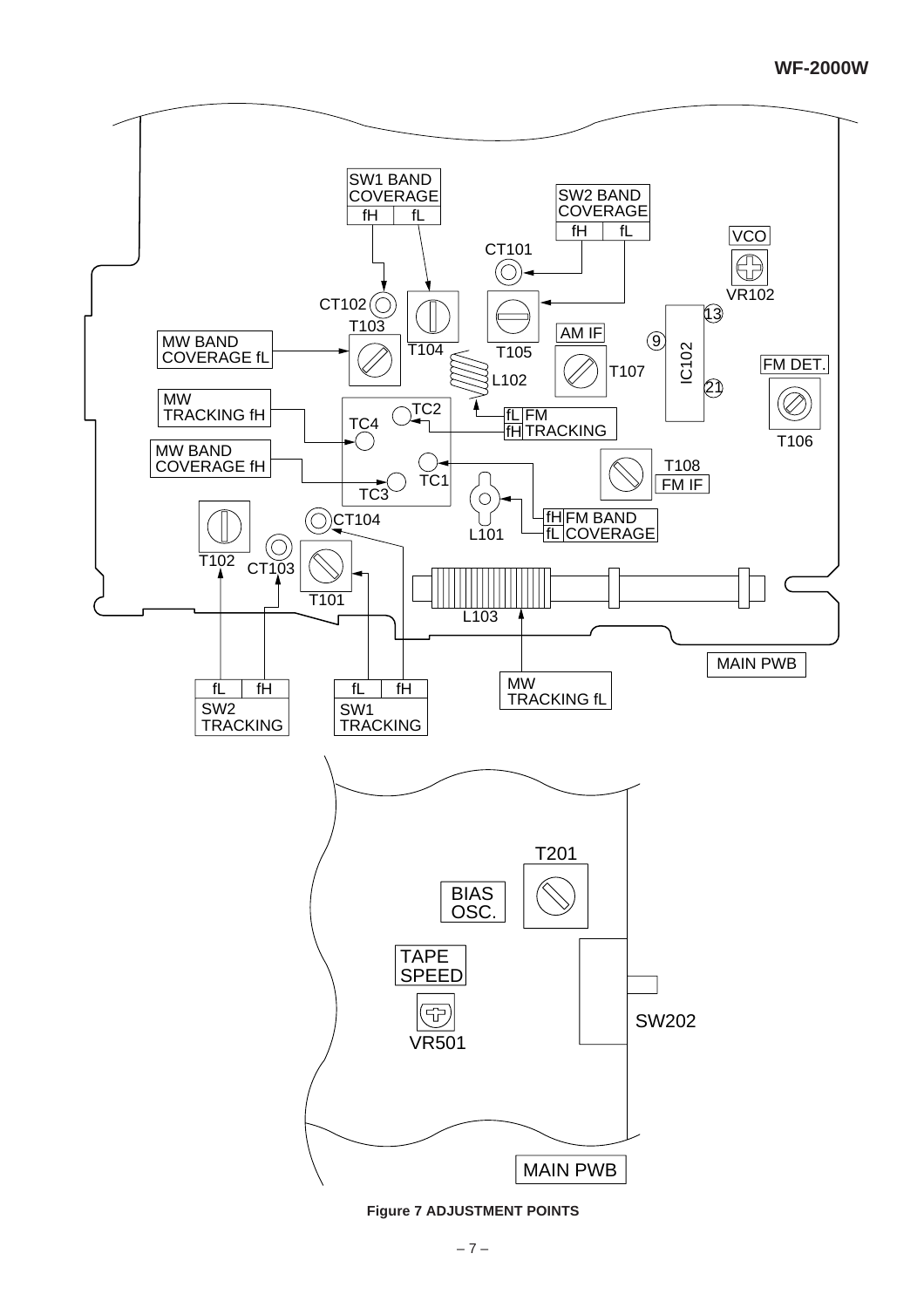**Figure 7 ADJUSTMENT POINTS**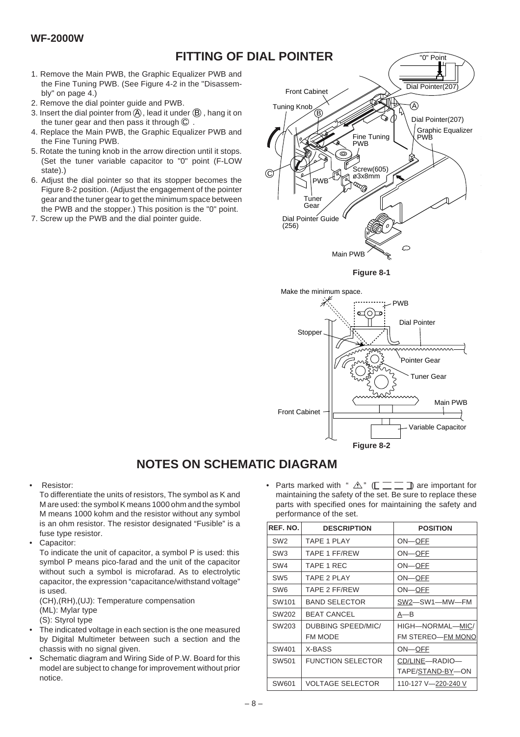# FITTING OF DIAL POINTER

1. Remove the Main PWB, the Graphic Equalizer PWB and the Fine Tuning PWB. (See Figure 4-2 in the "Disassembly" on page 4.)
2. Remove the dial pointer guide and PWB.
3. Insert the dial pointer from Ⓐ, lead it under Ⓑ, hang it on the tuner gear and then pass it through Ⓒ.
4. Replace the Main PWB, the Graphic Equalizer PWB and the Fine Tuning PWB.
5. Rotate the tuning knob in the arrow direction until it stops. (Set the tuner variable capacitor to "0" point (F-LOW state).)
6. Adjust the dial pointer so that its stopper becomes the Figure 8-2 position. (Adjust the engagement of the pointer gear and the tuner gear to get the minimum space between the PWB and the stopper.) This position is the "0" point.
7. Screw up the PWB and the dial pointer guide.

Figure 8-1

Figure 8-2

# NOTES ON SCHEMATIC DIAGRAM

- Resistor:
  To differentiate the units of resistors, The symbol as K and M are used: the symbol K means 1000 ohm and the symbol M means 1000 kohm and the resistor without any symbol is an ohm resistor. The resistor designated "Fusible" is a fuse type resistor.
- Capacitor:
  To indicate the unit of capacitor, a symbol P is used: this symbol P means pico-farad and the unit of the capacitor without such a symbol is microfarad. As to electrolytic capacitor, the expression "capacitance/withstand voltage" is used.
  (CH),(RH),(UJ): Temperature compensation
  (ML): Mylar type
  (S): Styrol type
- The indicated voltage in each section is the one measured by Digital Multimeter between such a section and the chassis with no signal given.
- Schematic diagram and Wiring Side of P.W. Board for this model are subject to change for improvement without prior notice.
- Parts marked with "⚠" (▭▭▭) are important for maintaining the safety of the set. Be sure to replace these parts with specified ones for maintaining the safety and performance of the set.

| REF. NO. | DESCRIPTION | POSITION |
|---|---|---|
| SW2 | TAPE 1 PLAY | ON—OFF |
| SW3 | TAPE 1 FF/REW | ON—OFF |
| SW4 | TAPE 1 REC | ON—OFF |
| SW5 | TAPE 2 PLAY | ON—OFF |
| SW6 | TAPE 2 FF/REW | ON—OFF |
| SW101 | BAND SELECTOR | SW2—SW1—MW—FM |
| SW202 | BEAT CANCEL | A—B |
| SW203 | DUBBING SPEED/MIC/ FM MODE | HIGH—NORMAL—MIC/ FM STEREO—FM MONO |
| SW401 | X-BASS | ON—OFF |
| SW501 | FUNCTION SELECTOR | CD/LINE—RADIO— TAPE/STAND-BY—ON |
| SW601 | VOLTAGE SELECTOR | 110-127 V—220-240 V |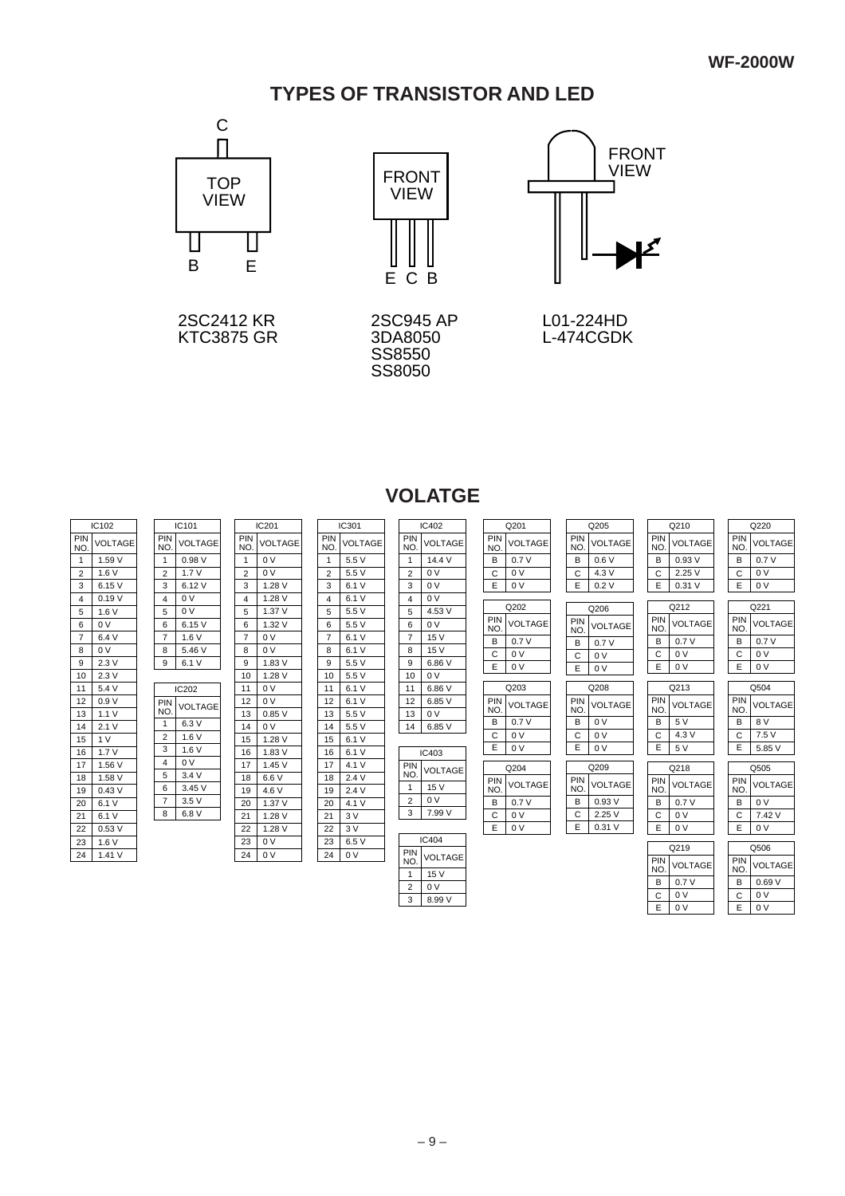# TYPES OF TRANSISTOR AND LED

C

TOP VIEW

B E

2SC2412 KR
KTC3875 GR

FRONT VIEW

E C B

2SC945 AP
3DA8050
SS8550
SS8050

FRONT VIEW

L01-224HD
L-474CGDK

# VOLATGE

**IC102**

| PIN NO. | VOLTAGE |
|---|---|
| 1 | 1.59 V |
| 2 | 1.6 V |
| 3 | 6.15 V |
| 4 | 0.19 V |
| 5 | 1.6 V |
| 6 | 0 V |
| 7 | 6.4 V |
| 8 | 0 V |
| 9 | 2.3 V |
| 10 | 2.3 V |
| 11 | 5.4 V |
| 12 | 0.9 V |
| 13 | 1.1 V |
| 14 | 2.1 V |
| 15 | 1 V |
| 16 | 1.7 V |
| 17 | 1.56 V |
| 18 | 1.58 V |
| 19 | 0.43 V |
| 20 | 6.1 V |
| 21 | 6.1 V |
| 22 | 0.53 V |
| 23 | 1.6 V |
| 24 | 1.41 V |

**IC101**

| PIN NO. | VOLTAGE |
|---|---|
| 1 | 0.98 V |
| 2 | 1.7 V |
| 3 | 6.12 V |
| 4 | 0 V |
| 5 | 0 V |
| 6 | 6.15 V |
| 7 | 1.6 V |
| 8 | 5.46 V |
| 9 | 6.1 V |

**IC202**

| PIN NO. | VOLTAGE |
|---|---|
| 1 | 6.3 V |
| 2 | 1.6 V |
| 3 | 1.6 V |
| 4 | 0 V |
| 5 | 3.4 V |
| 6 | 3.45 V |
| 7 | 3.5 V |
| 8 | 6.8 V |

**IC201**

| PIN NO. | VOLTAGE |
|---|---|
| 1 | 0 V |
| 2 | 0 V |
| 3 | 1.28 V |
| 4 | 1.28 V |
| 5 | 1.37 V |
| 6 | 1.32 V |
| 7 | 0 V |
| 8 | 0 V |
| 9 | 1.83 V |
| 10 | 1.28 V |
| 11 | 0 V |
| 12 | 0 V |
| 13 | 0.85 V |
| 14 | 0 V |
| 15 | 1.28 V |
| 16 | 1.83 V |
| 17 | 1.45 V |
| 18 | 6.6 V |
| 19 | 4.6 V |
| 20 | 1.37 V |
| 21 | 1.28 V |
| 22 | 1.28 V |
| 23 | 0 V |
| 24 | 0 V |

**IC301**

| PIN NO. | VOLTAGE |
|---|---|
| 1 | 5.5 V |
| 2 | 5.5 V |
| 3 | 6.1 V |
| 4 | 6.1 V |
| 5 | 5.5 V |
| 6 | 5.5 V |
| 7 | 6.1 V |
| 8 | 6.1 V |
| 9 | 5.5 V |
| 10 | 5.5 V |
| 11 | 6.1 V |
| 12 | 6.1 V |
| 13 | 5.5 V |
| 14 | 5.5 V |
| 15 | 6.1 V |
| 16 | 6.1 V |
| 17 | 4.1 V |
| 18 | 2.4 V |
| 19 | 2.4 V |
| 20 | 4.1 V |
| 21 | 3 V |
| 22 | 3 V |
| 23 | 6.5 V |
| 24 | 0 V |

**IC402**

| PIN NO. | VOLTAGE |
|---|---|
| 1 | 14.4 V |
| 2 | 0 V |
| 3 | 0 V |
| 4 | 0 V |
| 5 | 4.53 V |
| 6 | 0 V |
| 7 | 15 V |
| 8 | 15 V |
| 9 | 6.86 V |
| 10 | 0 V |
| 11 | 6.86 V |
| 12 | 6.85 V |
| 13 | 0 V |
| 14 | 6.85 V |

**IC403**

| PIN NO. | VOLTAGE |
|---|---|
| 1 | 15 V |
| 2 | 0 V |
| 3 | 7.99 V |

**IC404**

| PIN NO. | VOLTAGE |
|---|---|
| 1 | 15 V |
| 2 | 0 V |
| 3 | 8.99 V |

**Q201**

| PIN NO. | VOLTAGE |
|---|---|
| B | 0.7 V |
| C | 0 V |
| E | 0 V |

**Q202**

| PIN NO. | VOLTAGE |
|---|---|
| B | 0.7 V |
| C | 0 V |
| E | 0 V |

**Q203**

| PIN NO. | VOLTAGE |
|---|---|
| B | 0.7 V |
| C | 0 V |
| E | 0 V |

**Q204**

| PIN NO. | VOLTAGE |
|---|---|
| B | 0.7 V |
| C | 0 V |
| E | 0 V |

**Q205**

| PIN NO. | VOLTAGE |
|---|---|
| B | 0.6 V |
| C | 4.3 V |
| E | 0.2 V |

**Q206**

| PIN NO. | VOLTAGE |
|---|---|
| B | 0.7 V |
| C | 0 V |
| E | 0 V |

**Q208**

| PIN NO. | VOLTAGE |
|---|---|
| B | 0 V |
| C | 0 V |
| E | 0 V |

**Q209**

| PIN NO. | VOLTAGE |
|---|---|
| B | 0.93 V |
| C | 2.25 V |
| E | 0.31 V |

**Q210**

| PIN NO. | VOLTAGE |
|---|---|
| B | 0.93 V |
| C | 2.25 V |
| E | 0.31 V |

**Q212**

| PIN NO. | VOLTAGE |
|---|---|
| B | 0.7 V |
| C | 0 V |
| E | 0 V |

**Q213**

| PIN NO. | VOLTAGE |
|---|---|
| B | 5 V |
| C | 4.3 V |
| E | 5 V |

**Q218**

| PIN NO. | VOLTAGE |
|---|---|
| B | 0.7 V |
| C | 0 V |
| E | 0 V |

**Q219**

| PIN NO. | VOLTAGE |
|---|---|
| B | 0.7 V |
| C | 0 V |
| E | 0 V |

**Q220**

| PIN NO. | VOLTAGE |
|---|---|
| B | 0.7 V |
| C | 0 V |
| E | 0 V |

**Q221**

| PIN NO. | VOLTAGE |
|---|---|
| B | 0.7 V |
| C | 0 V |
| E | 0 V |

**Q504**

| PIN NO. | VOLTAGE |
|---|---|
| B | 8 V |
| C | 7.5 V |
| E | 5.85 V |

**Q505**

| PIN NO. | VOLTAGE |
|---|---|
| B | 0 V |
| C | 7.42 V |
| E | 0 V |

**Q506**

| PIN NO. | VOLTAGE |
|---|---|
| B | 0.69 V |
| C | 0 V |
| E | 0 V |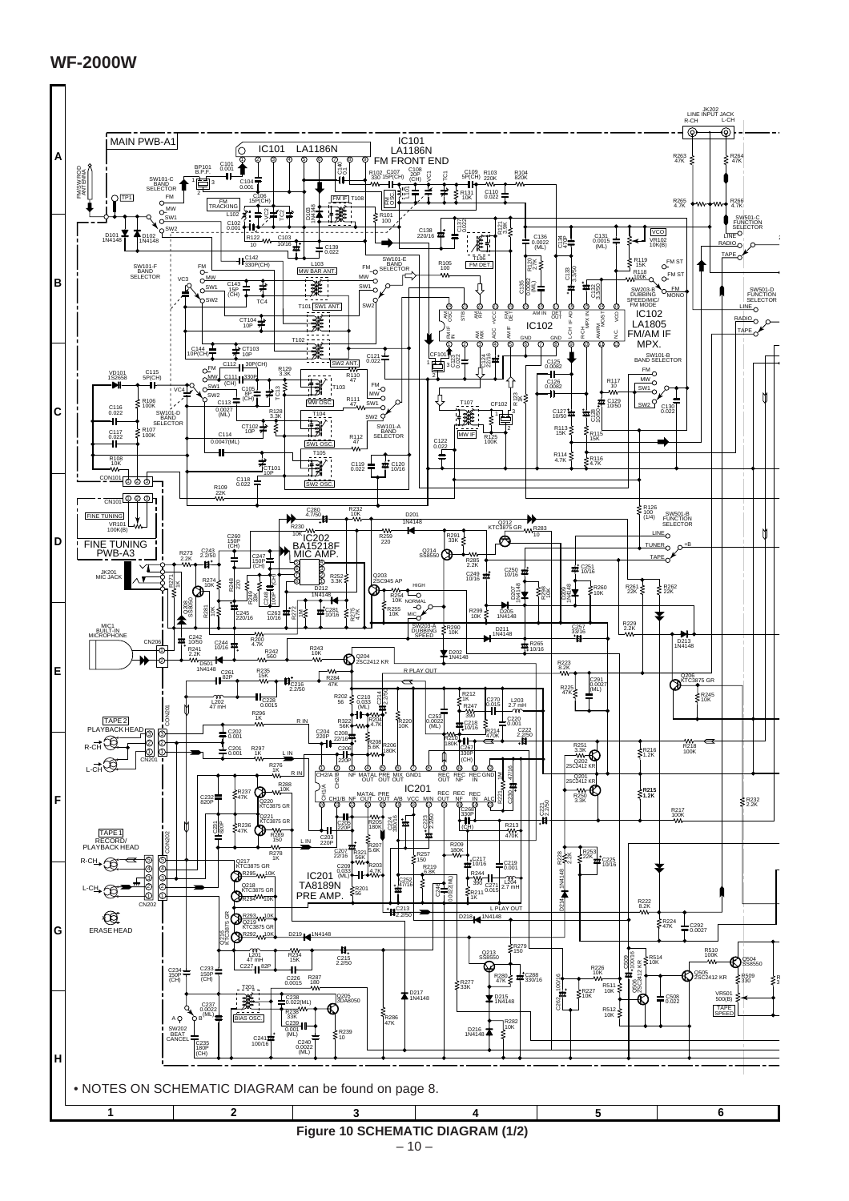# WF-2000W

• NOTES ON SCHEMATIC DIAGRAM can be found on page 8.

**Figure 10 SCHEMATIC DIAGRAM (1/2)**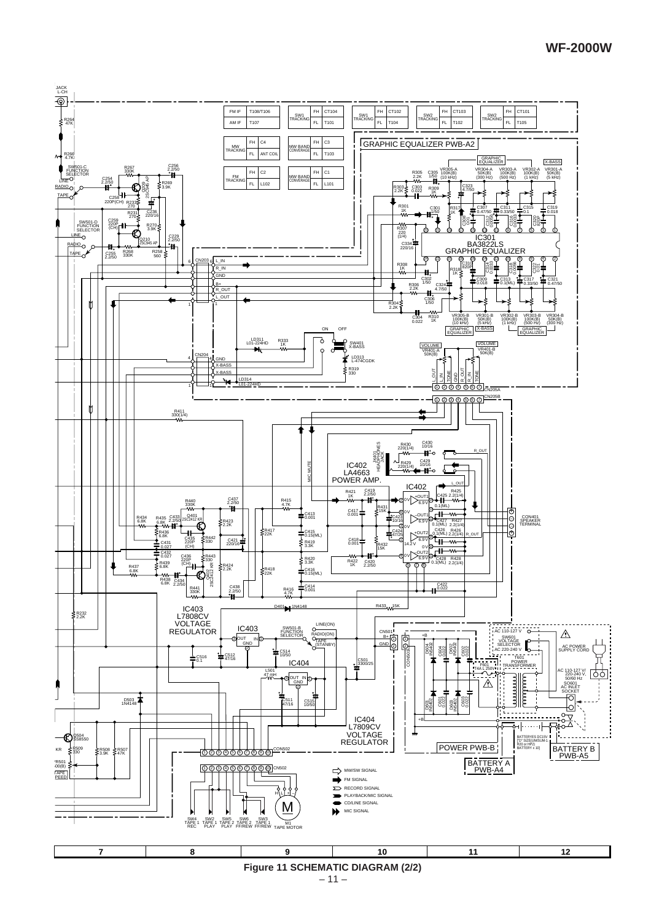Figure 11 SCHEMATIC DIAGRAM (2/2)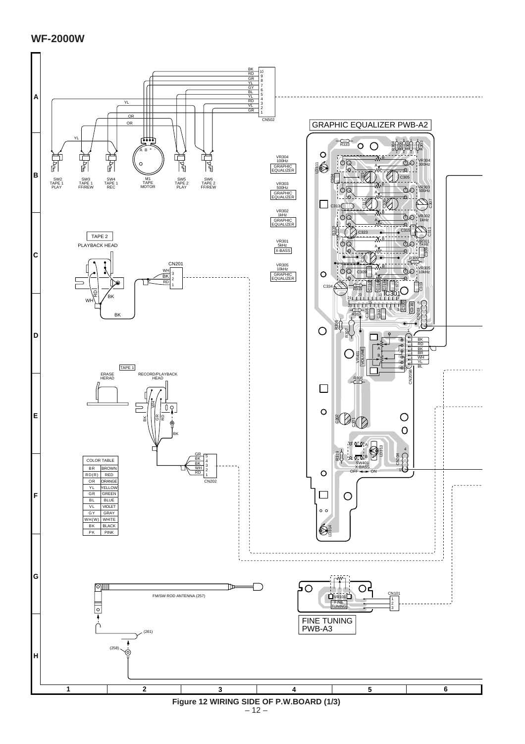## WF-2000W

| COLOR TABLE | |
|---|---|
| BR | BROWN |
| RD(R) | RED |
| OR | ORANGE |
| YL | YELLOW |
| GR | GREEN |
| BL | BLUE |
| VL | VIOLET |
| GY | GRAY |
| WH(W) | WHITE |
| BK | BLACK |
| PK | PINK |

SW2 TAPE 1 PLAY, SW3 TAPE 1 FF/REW, SW4 TAPE 1 REC, M1 TAPE MOTOR, SW5 TAPE 2 PLAY, SW6 TAPE 2 FF/REW

CN502: 10 BK, 9 RD, 8 GR, 7 YL, 6 GY, 5 BL, 4 YL, 3 RD, 2 VL, 1 GR

TAPE 2 PLAYBACK HEAD — CN201: 3 WH, 2 BK, 1 RD

TAPE 1 ERASE HERAD, RECORD/PLAYBACK HEAD — CN202: 5 GR, 4 BK, 3 BK, 2 WH, 1 RD

GRAPHIC EQUALIZER PWB-A2

VR304 100Hz GRAPHIC EQUALIZER; VR303 500Hz GRAPHIC EQUALIZER; VR302 1kHz GRAPHIC EQUALIZER; VR301 5kHz X-BASS; VR305 10kHz GRAPHIC EQUALIZER

VR304 300Hz; VR303 500Hz; VR302 1kHz; VR301 5KHz; VR305 10kHz

VR401 VOLUME; CN205B: BK, RD, BK, BR, WH, YL, BL

SW401 X-BASS OFF ◄─► ON

FM/SW ROD ANTENNA (257)

FINE TUNING PWB-A3 — VR101 FINE TUNING; CN101 1, 2, 3

**Figure 12 WIRING SIDE OF P.W.BOARD (1/3)**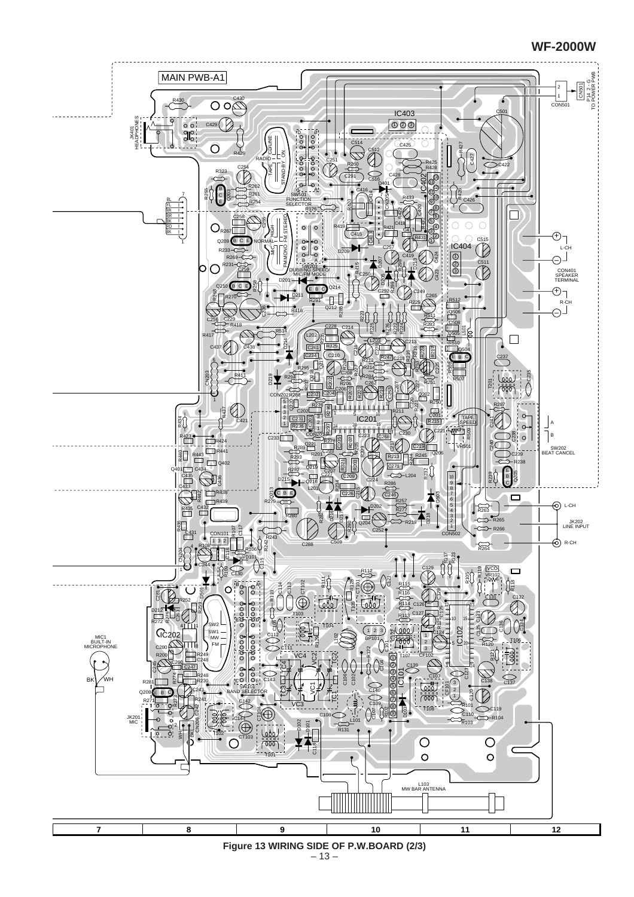**WF-2000W**

| 7 | 8 | 9 | 10 | 11 | 12 |
|---|---|---|---|---|---|

**Figure 13 WIRING SIDE OF P.W.BOARD (2/3)**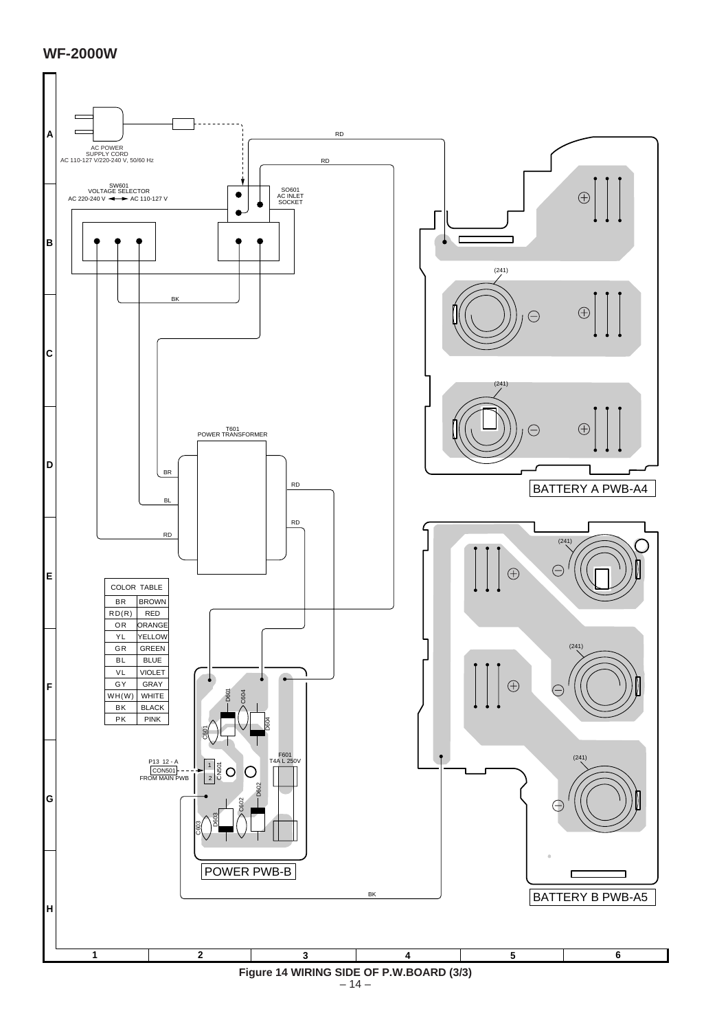## WF-2000W

AC POWER SUPPLY CORD
AC 110-127 V/220-240 V, 50/60 Hz

SW601
VOLTAGE SELECTOR
AC 220-240 V ◄—► AC 110-127 V

SO601
AC INLET
SOCKET

T601
POWER TRANSFORMER

BATTERY A PWB-A4

BATTERY B PWB-A5

POWER PWB-B

P13 12 - A
CON501
FROM MAIN PWB

F601
T4A L 250V

| COLOR | TABLE |
|---|---|
| BR | BROWN |
| RD(R) | RED |
| OR | ORANGE |
| YL | YELLOW |
| GR | GREEN |
| BL | BLUE |
| VL | VIOLET |
| GY | GRAY |
| WH(W) | WHITE |
| BK | BLACK |
| PK | PINK |

Figure 14 WIRING SIDE OF P.W.BOARD (3/3)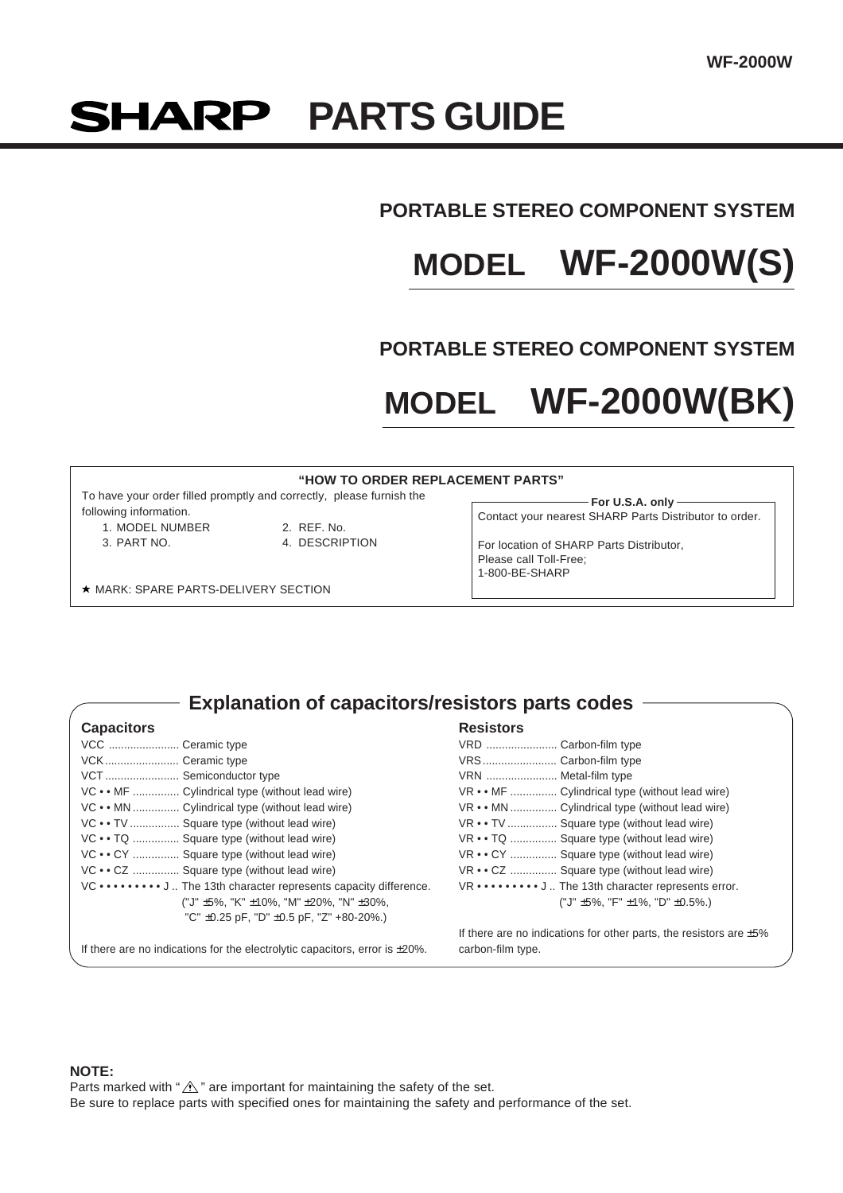# SHARP PARTS GUIDE

## PORTABLE STEREO COMPONENT SYSTEM

# MODEL WF-2000W(S)

## PORTABLE STEREO COMPONENT SYSTEM

# MODEL WF-2000W(BK)

**"HOW TO ORDER REPLACEMENT PARTS"**

To have your order filled promptly and correctly, please furnish the following information.

1. MODEL NUMBER
2. REF. No.
3. PART NO.
4. DESCRIPTION

★ MARK: SPARE PARTS-DELIVERY SECTION

**For U.S.A. only**

Contact your nearest SHARP Parts Distributor to order.

For location of SHARP Parts Distributor,
Please call Toll-Free;
1-800-BE-SHARP

## Explanation of capacitors/resistors parts codes

### Capacitors

VCC ....................... Ceramic type
VCK ....................... Ceramic type
VCT ....................... Semiconductor type
VC • • MF ............... Cylindrical type (without lead wire)
VC • • MN ............... Cylindrical type (without lead wire)
VC • • TV ................ Square type (without lead wire)
VC • • TQ ............... Square type (without lead wire)
VC • • CY ............... Square type (without lead wire)
VC • • CZ ............... Square type (without lead wire)
VC • • • • • • • • • J .. The 13th character represents capacity difference.
("J" ±5%, "K" ±10%, "M" ±20%, "N" ±30%,
"C" ±0.25 pF, "D" ±0.5 pF, "Z" +80-20%.)

If there are no indications for the electrolytic capacitors, error is ±20%.

### Resistors

VRD ....................... Carbon-film type
VRS ....................... Carbon-film type
VRN ....................... Metal-film type
VR • • MF ............... Cylindrical type (without lead wire)
VR • • MN ............... Cylindrical type (without lead wire)
VR • • TV ................ Square type (without lead wire)
VR • • TQ ............... Square type (without lead wire)
VR • • CY ............... Square type (without lead wire)
VR • • CZ ............... Square type (without lead wire)
VR • • • • • • • • • J .. The 13th character represents error.
("J" ±5%, "F" ±1%, "D" ±0.5%.)

If there are no indications for other parts, the resistors are ±5% carbon-film type.

**NOTE:**

Parts marked with "⚠" are important for maintaining the safety of the set.
Be sure to replace parts with specified ones for maintaining the safety and performance of the set.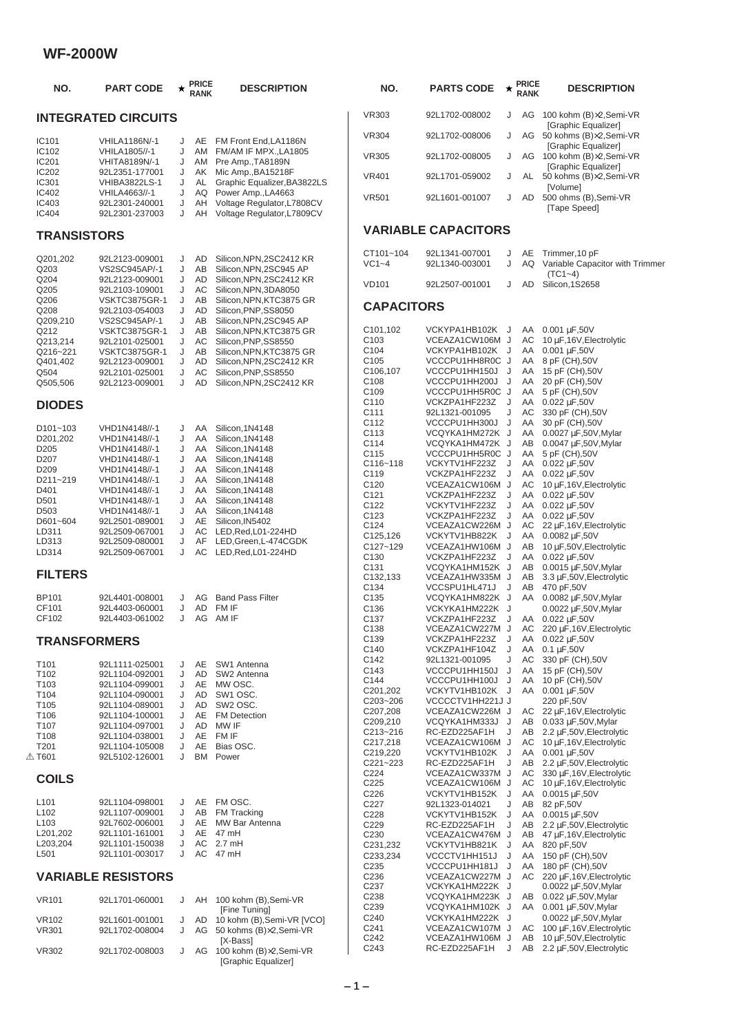# WF-2000W

## INTEGRATED CIRCUITS

| NO. | PART CODE | ★ | PRICE RANK | DESCRIPTION |
|---|---|---|---|---|
| IC101 | VHILA1186N/-1 | J | AE | FM Front End,LA1186N |
| IC102 | VHILA1805//-1 | J | AM | FM/AM IF MPX.,LA1805 |
| IC201 | VHITA8189N/-1 | J | AM | Pre Amp.,TA8189N |
| IC202 | 92L2351-177001 | J | AK | Mic Amp.,BA15218F |
| IC301 | VHIBA3822LS-1 | J | AL | Graphic Equalizer,BA3822LS |
| IC402 | VHILA4663//-1 | J | AQ | Power Amp.,LA4663 |
| IC403 | 92L2301-240001 | J | AH | Voltage Regulator,L7808CV |
| IC404 | 92L2301-237003 | J | AH | Voltage Regulator,L7809CV |

## TRANSISTORS

| NO. | PART CODE | ★ | PRICE RANK | DESCRIPTION |
|---|---|---|---|---|
| Q201,202 | 92L2123-009001 | J | AD | Silicon,NPN,2SC2412 KR |
| Q203 | VS2SC945AP/-1 | J | AB | Silicon,NPN,2SC945 AP |
| Q204 | 92L2123-009001 | J | AD | Silicon,NPN,2SC2412 KR |
| Q205 | 92L2103-109001 | J | AC | Silicon,NPN,3DA8050 |
| Q206 | VSKTC3875GR-1 | J | AB | Silicon,NPN,KTC3875 GR |
| Q208 | 92L2103-054003 | J | AD | Silicon,PNP,SS8050 |
| Q209,210 | VS2SC945AP/-1 | J | AB | Silicon,NPN,2SC945 AP |
| Q212 | VSKTC3875GR-1 | J | AB | Silicon,NPN,KTC3875 GR |
| Q213,214 | 92L2101-025001 | J | AC | Silicon,PNP,SS8550 |
| Q216~221 | VSKTC3875GR-1 | J | AB | Silicon,NPN,KTC3875 GR |
| Q401,402 | 92L2123-009001 | J | AD | Silicon,NPN,2SC2412 KR |
| Q504 | 92L2101-025001 | J | AC | Silicon,PNP,SS8550 |
| Q505,506 | 92L2123-009001 | J | AD | Silicon,NPN,2SC2412 KR |

## DIODES

| NO. | PART CODE | ★ | PRICE RANK | DESCRIPTION |
|---|---|---|---|---|
| D101~103 | VHD1N4148//-1 | J | AA | Silicon,1N4148 |
| D201,202 | VHD1N4148//-1 | J | AA | Silicon,1N4148 |
| D205 | VHD1N4148//-1 | J | AA | Silicon,1N4148 |
| D207 | VHD1N4148//-1 | J | AA | Silicon,1N4148 |
| D209 | VHD1N4148//-1 | J | AA | Silicon,1N4148 |
| D211~219 | VHD1N4148//-1 | J | AA | Silicon,1N4148 |
| D401 | VHD1N4148//-1 | J | AA | Silicon,1N4148 |
| D501 | VHD1N4148//-1 | J | AA | Silicon,1N4148 |
| D503 | VHD1N4148//-1 | J | AA | Silicon,1N4148 |
| D601~604 | 92L2501-089001 | J | AE | Silicon,IN5402 |
| LD311 | 92L2509-067001 | J | AC | LED,Red,L01-224HD |
| LD313 | 92L2509-080001 | J | AF | LED,Green,L-474CGDK |
| LD314 | 92L2509-067001 | J | AC | LED,Red,L01-224HD |

## FILTERS

| NO. | PART CODE | ★ | PRICE RANK | DESCRIPTION |
|---|---|---|---|---|
| BP101 | 92L4401-008001 | J | AG | Band Pass Filter |
| CF101 | 92L4403-060001 | J | AD | FM IF |
| CF102 | 92L4403-061002 | J | AG | AM IF |

## TRANSFORMERS

| NO. | PART CODE | ★ | PRICE RANK | DESCRIPTION |
|---|---|---|---|---|
| T101 | 92L1111-025001 | J | AE | SW1 Antenna |
| T102 | 92L1104-092001 | J | AD | SW2 Antenna |
| T103 | 92L1104-099001 | J | AE | MW OSC. |
| T104 | 92L1104-090001 | J | AD | SW1 OSC. |
| T105 | 92L1104-089001 | J | AD | SW2 OSC. |
| T106 | 92L1104-100001 | J | AE | FM Detection |
| T107 | 92L1104-097001 | J | AD | MW IF |
| T108 | 92L1104-038001 | J | AE | FM IF |
| T201 | 92L1104-105008 | J | AE | Bias OSC. |
| ⚠ T601 | 92L5102-126001 | J | BM | Power |

## COILS

| NO. | PART CODE | ★ | PRICE RANK | DESCRIPTION |
|---|---|---|---|---|
| L101 | 92L1104-098001 | J | AE | FM OSC. |
| L102 | 92L1107-009001 | J | AB | FM Tracking |
| L103 | 92L7602-006001 | J | AE | MW Bar Antenna |
| L201,202 | 92L1101-161001 | J | AE | 47 mH |
| L203,204 | 92L1101-150038 | J | AC | 2.7 mH |
| L501 | 92L1101-003017 | J | AC | 47 mH |

## VARIABLE RESISTORS

| NO. | PART CODE | ★ | PRICE RANK | DESCRIPTION |
|---|---|---|---|---|
| VR101 | 92L1701-060001 | J | AH | 100 kohm (B),Semi-VR [Fine Tuning] |
| VR102 | 92L1601-001001 | J | AD | 10 kohm (B),Semi-VR [VCO] |
| VR301 | 92L1702-008004 | J | AG | 50 kohms (B)×2,Semi-VR [X-Bass] |
| VR302 | 92L1702-008003 | J | AG | 100 kohm (B)×2,Semi-VR [Graphic Equalizer] |
| VR303 | 92L1702-008002 | J | AG | 100 kohm (B)×2,Semi-VR [Graphic Equalizer] |
| VR304 | 92L1702-008006 | J | AG | 50 kohms (B)×2,Semi-VR [Graphic Equalizer] |
| VR305 | 92L1702-008005 | J | AG | 100 kohm (B)×2,Semi-VR [Graphic Equalizer] |
| VR401 | 92L1701-059002 | J | AL | 50 kohms (B)×2,Semi-VR [Volume] |
| VR501 | 92L1601-001007 | J | AD | 500 ohms (B),Semi-VR [Tape Speed] |

## VARIABLE CAPACITORS

| NO. | PARTS CODE | ★ | PRICE RANK | DESCRIPTION |
|---|---|---|---|---|
| CT101~104 | 92L1341-007001 | J | AE | Trimmer,10 pF |
| VC1~4 | 92L1340-003001 | J | AQ | Variable Capacitor with Trimmer (TC1~4) |
| VD101 | 92L2507-001001 | J | AD | Silicon,1S2658 |

## CAPACITORS

| NO. | PARTS CODE | ★ | PRICE RANK | DESCRIPTION |
|---|---|---|---|---|
| C101,102 | VCKYPA1HB102K | J | AA | 0.001 µF,50V |
| C103 | VCEAZA1CW106M | J | AC | 10 µF,16V,Electrolytic |
| C104 | VCKYPA1HB102K | J | AA | 0.001 µF,50V |
| C105 | VCCCPU1HH8R0C | J | AA | 8 pF (CH),50V |
| C106,107 | VCCCPU1HH150J | J | AA | 15 pF (CH),50V |
| C108 | VCCCPU1HH200J | J | AA | 20 pF (CH),50V |
| C109 | VCCCPU1HH5R0C | J | AA | 5 pF (CH),50V |
| C110 | VCKZPA1HF223Z | J | AA | 0.022 µF,50V |
| C111 | 92L1321-001095 | J | AC | 330 pF (CH),50V |
| C112 | VCCCPU1HH300J | J | AA | 30 pF (CH),50V |
| C113 | VCQYKA1HM272K | J | AA | 0.0027 µF,50V,Mylar |
| C114 | VCQYKA1HM472K | J | AB | 0.0047 µF,50V,Mylar |
| C115 | VCCCPU1HH5R0C | J | AA | 5 pF (CH),50V |
| C116~118 | VCKYTV1HF223Z | J | AA | 0.022 µF,50V |
| C119 | VCKZPA1HF223Z | J | AA | 0.022 µF,50V |
| C120 | VCEAZA1CW106M | J | AC | 10 µF,16V,Electrolytic |
| C121 | VCKZPA1HF223Z | J | AA | 0.022 µF,50V |
| C122 | VCKYTV1HF223Z | J | AA | 0.022 µF,50V |
| C123 | VCKZPA1HF223Z | J | AA | 0.022 µF,50V |
| C124 | VCEAZA1CW226M | J | AC | 22 µF,16V,Electrolytic |
| C125,126 | VCKYTV1HB822K | J | AA | 0.0082 µF,50V |
| C127~129 | VCEAZA1HW106M | J | AB | 10 µF,50V,Electrolytic |
| C130 | VCKZPA1HF223Z | J | AA | 0.022 µF,50V |
| C131 | VCQYKA1HM152K | J | AB | 0.0015 µF,50V,Mylar |
| C132,133 | VCEAZA1HW335M | J | AB | 3.3 µF,50V,Electrolytic |
| C134 | VCCSPU1HL471J | J | AB | 470 pF,50V |
| C135 | VCQYKA1HM822K | J | AA | 0.0082 µF,50V,Mylar |
| C136 | VCKYKA1HM222K | J | | 0.0022 µF,50V,Mylar |
| C137 | VCKZPA1HF223Z | J | AA | 0.022 µF,50V |
| C138 | VCEAZA1CW227M | J | AC | 220 µF,16V,Electrolytic |
| C139 | VCKZPA1HF223Z | J | AA | 0.022 µF,50V |
| C140 | VCKZPA1HF104Z | J | AA | 0.1 µF,50V |
| C142 | 92L1321-001095 | J | AC | 330 pF (CH),50V |
| C143 | VCCCPU1HH150J | J | AA | 15 pF (CH),50V |
| C144 | VCCCPU1HH100J | J | AA | 10 pF (CH),50V |
| C201,202 | VCKYTV1HB102K | J | AA | 0.001 µF,50V |
| C203~206 | VCCCCTV1HH221J | J | | 220 pF,50V |
| C207,208 | VCEAZA1CW226M | J | AC | 22 µF,16V,Electrolytic |
| C209,210 | VCQYKA1HM333J | J | AB | 0.033 µF,50V,Mylar |
| C213~216 | RC-EZD225AF1H | J | AB | 2.2 µF,50V,Electrolytic |
| C217,218 | VCEAZA1CW106M | J | AC | 10 µF,16V,Electrolytic |
| C219,220 | VCKYTV1HB102K | J | AA | 0.001 µF,50V |
| C221~223 | RC-EZD225AF1H | J | AB | 2.2 µF,50V,Electrolytic |
| C224 | VCEAZA1CW337M | J | AC | 330 µF,16V,Electrolytic |
| C225 | VCEAZA1CW106M | J | AC | 10 µF,16V,Electrolytic |
| C226 | VCKYTV1HB152K | J | AA | 0.0015 µF,50V |
| C227 | 92L1323-014021 | J | AB | 82 pF,50V |
| C228 | VCKYTV1HB152K | J | AA | 0.0015 µF,50V |
| C229 | RC-EZD225AF1H | J | AB | 2.2 µF,50V,Electrolytic |
| C230 | VCEAZA1CW476M | J | AB | 47 µF,16V,Electrolytic |
| C231,232 | VCKYTV1HB821K | J | AA | 820 pF,50V |
| C233,234 | VCCCTV1HH151J | J | AA | 150 pF (CH),50V |
| C235 | VCCCPU1HH181J | J | AA | 180 pF (CH),50V |
| C236 | VCEAZA1CW227M | J | AC | 220 µF,16V,Electrolytic |
| C237 | VCKYKA1HM222K | J | | 0.0022 µF,50V,Mylar |
| C238 | VCQYKA1HM223K | J | AB | 0.022 µF,50V,Mylar |
| C239 | VCQYKA1HM102K | J | AA | 0.001 µF,50V,Mylar |
| C240 | VCKYKA1HM222K | J | | 0.0022 µF,50V,Mylar |
| C241 | VCEAZA1CW107M | J | AC | 100 µF,16V,Electrolytic |
| C242 | VCEAZA1HW106M | J | AB | 10 µF,50V,Electrolytic |
| C243 | RC-EZD225AF1H | J | AB | 2.2 µF,50V,Electrolytic |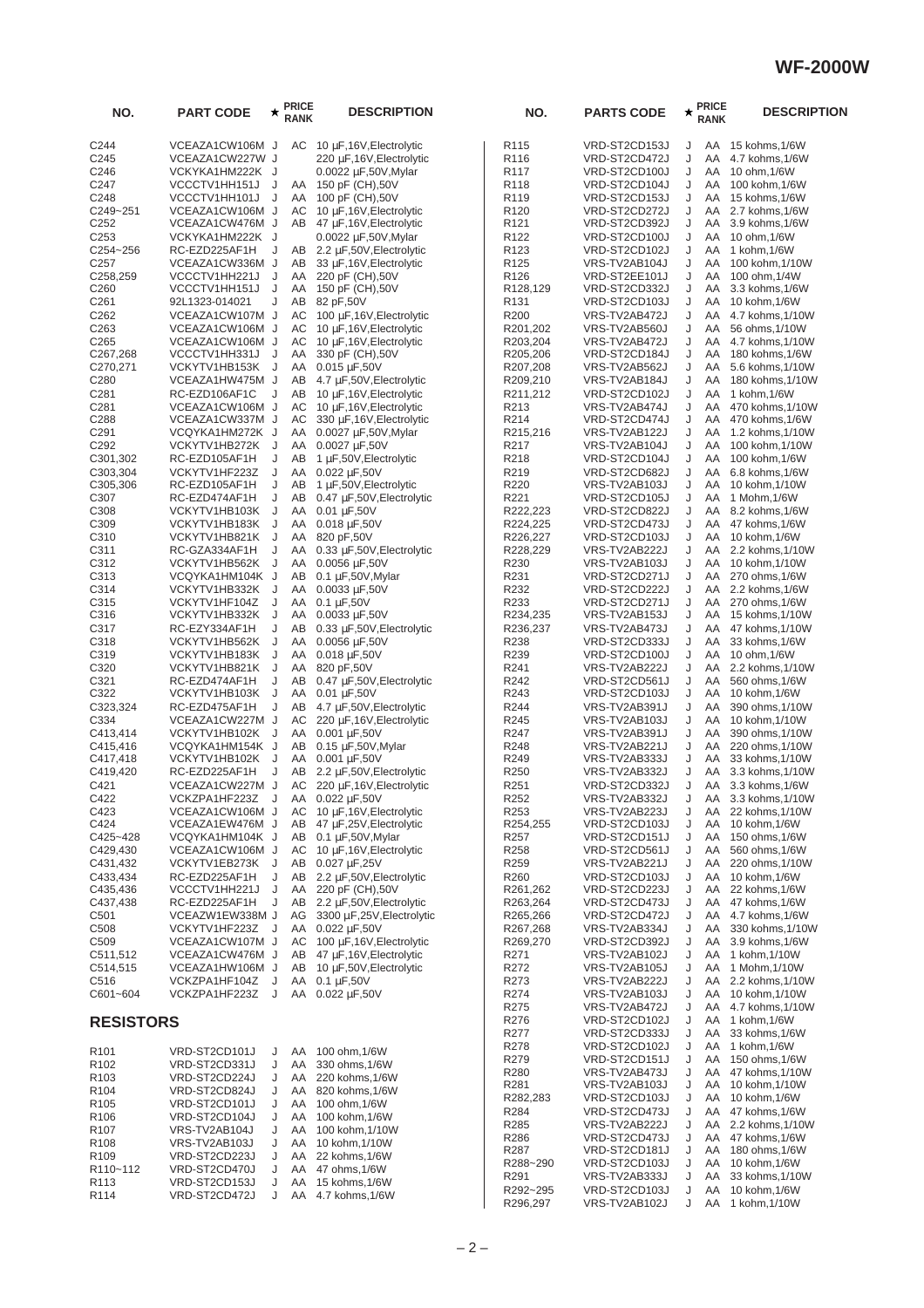| NO. | PART CODE | ★ | PRICE RANK | DESCRIPTION |
|---|---|---|---|---|
| C244 | VCEAZA1CW106M | J | AC | 10 µF,16V,Electrolytic |
| C245 | VCEAZA1CW227W | J | | 220 µF,16V,Electrolytic |
| C246 | VCKYKA1HM222K | J | | 0.0022 µF,50V,Mylar |
| C247 | VCCCTV1HH151J | J | AA | 150 pF (CH),50V |
| C248 | VCCCTV1HH101J | J | AA | 100 pF (CH),50V |
| C249~251 | VCEAZA1CW106M | J | AC | 10 µF,16V,Electrolytic |
| C252 | VCEAZA1CW476M | J | AB | 47 µF,16V,Electrolytic |
| C253 | VCKYKA1HM222K | J | | 0.0022 µF,50V,Mylar |
| C254~256 | RC-EZD225AF1H | J | AB | 2.2 µF,50V,Electrolytic |
| C257 | VCEAZA1CW336M | J | AB | 33 µF,16V,Electrolytic |
| C258,259 | VCCCTV1HH221J | J | AA | 220 pF (CH),50V |
| C260 | VCCCTV1HH151J | J | AA | 150 pF (CH),50V |
| C261 | 92L1323-014021 | J | AB | 82 pF,50V |
| C262 | VCEAZA1CW107M | J | AC | 100 µF,16V,Electrolytic |
| C263 | VCEAZA1CW106M | J | AC | 10 µF,16V,Electrolytic |
| C265 | VCEAZA1CW106M | J | AC | 10 µF,16V,Electrolytic |
| C267,268 | VCCCTV1HH331J | J | AA | 330 pF (CH),50V |
| C270,271 | VCKYTV1HB153K | J | AA | 0.015 µF,50V |
| C280 | VCEAZA1HW475M | J | AB | 4.7 µF,50V,Electrolytic |
| C281 | RC-EZD106AF1C | J | AB | 10 µF,16V,Electrolytic |
| C281 | VCEAZA1CW106M | J | AC | 10 µF,16V,Electrolytic |
| C288 | VCEAZA1CW337M | J | AC | 330 µF,16V,Electrolytic |
| C291 | VCQYKA1HM272K | J | AA | 0.0027 µF,50V,Mylar |
| C292 | VCKYTV1HB272K | J | AA | 0.0027 µF,50V |
| C301,302 | RC-EZD105AF1H | J | AB | 1 µF,50V,Electrolytic |
| C303,304 | VCKYTV1HF223Z | J | AA | 0.022 µF,50V |
| C305,306 | RC-EZD105AF1H | J | AB | 1 µF,50V,Electrolytic |
| C307 | RC-EZD474AF1H | J | AB | 0.47 µF,50V,Electrolytic |
| C308 | VCKYTV1HB103K | J | AA | 0.01 µF,50V |
| C309 | VCKYTV1HB183K | J | AA | 0.018 µF,50V |
| C310 | VCKYTV1HB821K | J | AA | 820 pF,50V |
| C311 | RC-GZA334AF1H | J | AA | 0.33 µF,50V,Electrolytic |
| C312 | VCKYTV1HB562K | J | AA | 0.0056 µF,50V |
| C313 | VCQYKA1HM104K | J | AB | 0.1 µF,50V,Mylar |
| C314 | VCKYTV1HB332K | J | AA | 0.0033 µF,50V |
| C315 | VCKYTV1HF104Z | J | AA | 0.1 µF,50V |
| C316 | VCKYTV1HB332K | J | AA | 0.0033 µF,50V |
| C317 | RC-EZY334AF1H | J | AB | 0.33 µF,50V,Electrolytic |
| C318 | VCKYTV1HB562K | J | AA | 0.0056 µF,50V |
| C319 | VCKYTV1HB183K | J | AA | 0.018 µF,50V |
| C320 | VCKYTV1HB821K | J | AA | 820 pF,50V |
| C321 | RC-EZD474AF1H | J | AB | 0.47 µF,50V,Electrolytic |
| C322 | VCKYTV1HB103K | J | AA | 0.01 µF,50V |
| C323,324 | RC-EZD475AF1H | J | AB | 4.7 µF,50V,Electrolytic |
| C334 | VCEAZA1CW227M | J | AC | 220 µF,16V,Electrolytic |
| C413,414 | VCKYTV1HB102K | J | AA | 0.001 µF,50V |
| C415,416 | VCQYKA1HM154K | J | AB | 0.15 µF,50V,Mylar |
| C417,418 | VCKYTV1HB102K | J | AA | 0.001 µF,50V |
| C419,420 | RC-EZD225AF1H | J | AB | 2.2 µF,50V,Electrolytic |
| C421 | VCEAZA1CW227M | J | AC | 220 µF,16V,Electrolytic |
| C422 | VCKZPA1HF223Z | J | AA | 0.022 µF,50V |
| C423 | VCEAZA1CW106M | J | AC | 10 µF,16V,Electrolytic |
| C424 | VCEAZA1EW476M | J | AB | 47 µF,25V,Electrolytic |
| C425~428 | VCQYKA1HM104K | J | AB | 0.1 µF,50V,Mylar |
| C429,430 | VCEAZA1CW106M | J | AC | 10 µF,16V,Electrolytic |
| C431,432 | VCKYTV1EB273K | J | AB | 0.027 µF,25V |
| C433,434 | RC-EZD225AF1H | J | AB | 2.2 µF,50V,Electrolytic |
| C435,436 | VCCCTV1HH221J | J | AA | 220 pF (CH),50V |
| C437,438 | RC-EZD225AF1H | J | AB | 2.2 µF,50V,Electrolytic |
| C501 | VCEAZW1EW338M | J | AG | 3300 µF,25V,Electrolytic |
| C508 | VCKYTV1HF223Z | J | AA | 0.022 µF,50V |
| C509 | VCEAZA1CW107M | J | AC | 100 µF,16V,Electrolytic |
| C511,512 | VCEAZA1CW476M | J | AB | 47 µF,16V,Electrolytic |
| C514,515 | VCEAZA1HW106M | J | AB | 10 µF,50V,Electrolytic |
| C516 | VCKZPA1HF104Z | J | AA | 0.1 µF,50V |
| C601~604 | VCKZPA1HF223Z | J | AA | 0.022 µF,50V |

## RESISTORS

| NO. | PARTS CODE | ★ | PRICE RANK | DESCRIPTION |
|---|---|---|---|---|
| R101 | VRD-ST2CD101J | J | AA | 100 ohm,1/6W |
| R102 | VRD-ST2CD331J | J | AA | 330 ohms,1/6W |
| R103 | VRD-ST2CD224J | J | AA | 220 kohms,1/6W |
| R104 | VRD-ST2CD824J | J | AA | 820 kohms,1/6W |
| R105 | VRD-ST2CD101J | J | AA | 100 ohm,1/6W |
| R106 | VRD-ST2CD104J | J | AA | 100 kohm,1/6W |
| R107 | VRS-TV2AB104J | J | AA | 100 kohm,1/10W |
| R108 | VRS-TV2AB103J | J | AA | 10 kohm,1/10W |
| R109 | VRD-ST2CD223J | J | AA | 22 kohms,1/6W |
| R110~112 | VRD-ST2CD470J | J | AA | 47 ohms,1/6W |
| R113 | VRD-ST2CD153J | J | AA | 15 kohms,1/6W |
| R114 | VRD-ST2CD472J | J | AA | 4.7 kohms,1/6W |
| R115 | VRD-ST2CD153J | J | AA | 15 kohms,1/6W |
| R116 | VRD-ST2CD472J | J | AA | 4.7 kohms,1/6W |
| R117 | VRD-ST2CD100J | J | AA | 10 ohm,1/6W |
| R118 | VRD-ST2CD104J | J | AA | 100 kohm,1/6W |
| R119 | VRD-ST2CD153J | J | AA | 15 kohms,1/6W |
| R120 | VRD-ST2CD272J | J | AA | 2.7 kohms,1/6W |
| R121 | VRD-ST2CD392J | J | AA | 3.9 kohms,1/6W |
| R122 | VRD-ST2CD100J | J | AA | 10 ohm,1/6W |
| R123 | VRD-ST2CD102J | J | AA | 1 kohm,1/6W |
| R125 | VRS-TV2AB104J | J | AA | 100 kohm,1/10W |
| R126 | VRD-ST2EE101J | J | AA | 100 ohm,1/4W |
| R128,129 | VRD-ST2CD332J | J | AA | 3.3 kohms,1/6W |
| R131 | VRD-ST2CD103J | J | AA | 10 kohm,1/6W |
| R200 | VRS-TV2AB472J | J | AA | 4.7 kohms,1/10W |
| R201,202 | VRS-TV2AB560J | J | AA | 56 ohms,1/10W |
| R203,204 | VRS-TV2AB472J | J | AA | 4.7 kohms,1/10W |
| R205,206 | VRD-ST2CD184J | J | AA | 180 kohms,1/6W |
| R207,208 | VRS-TV2AB562J | J | AA | 5.6 kohms,1/10W |
| R209,210 | VRS-TV2AB184J | J | AA | 180 kohms,1/10W |
| R211,212 | VRD-ST2CD102J | J | AA | 1 kohm,1/6W |
| R213 | VRS-TV2AB474J | J | AA | 470 kohms,1/10W |
| R214 | VRD-ST2CD474J | J | AA | 470 kohms,1/6W |
| R215,216 | VRS-TV2AB122J | J | AA | 1.2 kohms,1/10W |
| R217 | VRS-TV2AB104J | J | AA | 100 kohm,1/10W |
| R218 | VRD-ST2CD104J | J | AA | 100 kohm,1/6W |
| R219 | VRD-ST2CD682J | J | AA | 6.8 kohms,1/6W |
| R220 | VRS-TV2AB103J | J | AA | 10 kohm,1/10W |
| R221 | VRD-ST2CD105J | J | AA | 1 Mohm,1/6W |
| R222,223 | VRD-ST2CD822J | J | AA | 8.2 kohms,1/6W |
| R224,225 | VRD-ST2CD473J | J | AA | 47 kohms,1/6W |
| R226,227 | VRD-ST2CD103J | J | AA | 10 kohm,1/6W |
| R228,229 | VRS-TV2AB222J | J | AA | 2.2 kohms,1/10W |
| R230 | VRS-TV2AB103J | J | AA | 10 kohm,1/10W |
| R231 | VRD-ST2CD271J | J | AA | 270 ohms,1/6W |
| R232 | VRD-ST2CD222J | J | AA | 2.2 kohms,1/6W |
| R233 | VRD-ST2CD271J | J | AA | 270 ohms,1/6W |
| R234,235 | VRS-TV2AB153J | J | AA | 15 kohms,1/10W |
| R236,237 | VRS-TV2AB473J | J | AA | 47 kohms,1/10W |
| R238 | VRD-ST2CD333J | J | AA | 33 kohms,1/6W |
| R239 | VRD-ST2CD100J | J | AA | 10 ohm,1/6W |
| R241 | VRS-TV2AB222J | J | AA | 2.2 kohms,1/10W |
| R242 | VRD-ST2CD561J | J | AA | 560 ohms,1/6W |
| R243 | VRD-ST2CD103J | J | AA | 10 kohm,1/6W |
| R244 | VRS-TV2AB391J | J | AA | 390 ohms,1/10W |
| R245 | VRS-TV2AB103J | J | AA | 10 kohm,1/10W |
| R247 | VRS-TV2AB391J | J | AA | 390 ohms,1/10W |
| R248 | VRS-TV2AB221J | J | AA | 220 ohms,1/10W |
| R249 | VRS-TV2AB333J | J | AA | 33 kohms,1/10W |
| R250 | VRS-TV2AB332J | J | AA | 3.3 kohms,1/10W |
| R251 | VRD-ST2CD332J | J | AA | 3.3 kohms,1/6W |
| R252 | VRS-TV2AB332J | J | AA | 3.3 kohms,1/10W |
| R253 | VRS-TV2AB223J | J | AA | 22 kohms,1/10W |
| R254,255 | VRD-ST2CD103J | J | AA | 10 kohm,1/6W |
| R257 | VRD-ST2CD151J | J | AA | 150 ohms,1/6W |
| R258 | VRD-ST2CD561J | J | AA | 560 ohms,1/6W |
| R259 | VRS-TV2AB221J | J | AA | 220 ohms,1/10W |
| R260 | VRD-ST2CD103J | J | AA | 10 kohm,1/6W |
| R261,262 | VRD-ST2CD223J | J | AA | 22 kohms,1/6W |
| R263,264 | VRD-ST2CD473J | J | AA | 47 kohms,1/6W |
| R265,266 | VRD-ST2CD472J | J | AA | 4.7 kohms,1/6W |
| R267,268 | VRS-TV2AB334J | J | AA | 330 kohms,1/10W |
| R269,270 | VRD-ST2CD392J | J | AA | 3.9 kohms,1/6W |
| R271 | VRS-TV2AB102J | J | AA | 1 kohm,1/10W |
| R272 | VRS-TV2AB105J | J | AA | 1 Mohm,1/10W |
| R273 | VRS-TV2AB222J | J | AA | 2.2 kohms,1/10W |
| R274 | VRS-TV2AB103J | J | AA | 10 kohm,1/10W |
| R275 | VRS-TV2AB472J | J | AA | 4.7 kohms,1/10W |
| R276 | VRD-ST2CD102J | J | AA | 1 kohm,1/6W |
| R277 | VRD-ST2CD333J | J | AA | 33 kohms,1/6W |
| R278 | VRD-ST2CD102J | J | AA | 1 kohm,1/6W |
| R279 | VRD-ST2CD151J | J | AA | 150 ohms,1/6W |
| R280 | VRS-TV2AB473J | J | AA | 47 kohms,1/10W |
| R281 | VRS-TV2AB103J | J | AA | 10 kohm,1/10W |
| R282,283 | VRD-ST2CD103J | J | AA | 10 kohm,1/6W |
| R284 | VRD-ST2CD473J | J | AA | 47 kohms,1/6W |
| R285 | VRS-TV2AB222J | J | AA | 2.2 kohms,1/10W |
| R286 | VRD-ST2CD473J | J | AA | 47 kohms,1/6W |
| R287 | VRD-ST2CD181J | J | AA | 180 ohms,1/6W |
| R288~290 | VRD-ST2CD103J | J | AA | 10 kohm,1/6W |
| R291 | VRS-TV2AB333J | J | AA | 33 kohms,1/10W |
| R292~295 | VRD-ST2CD103J | J | AA | 10 kohm,1/6W |
| R296,297 | VRS-TV2AB102J | J | AA | 1 kohm,1/10W |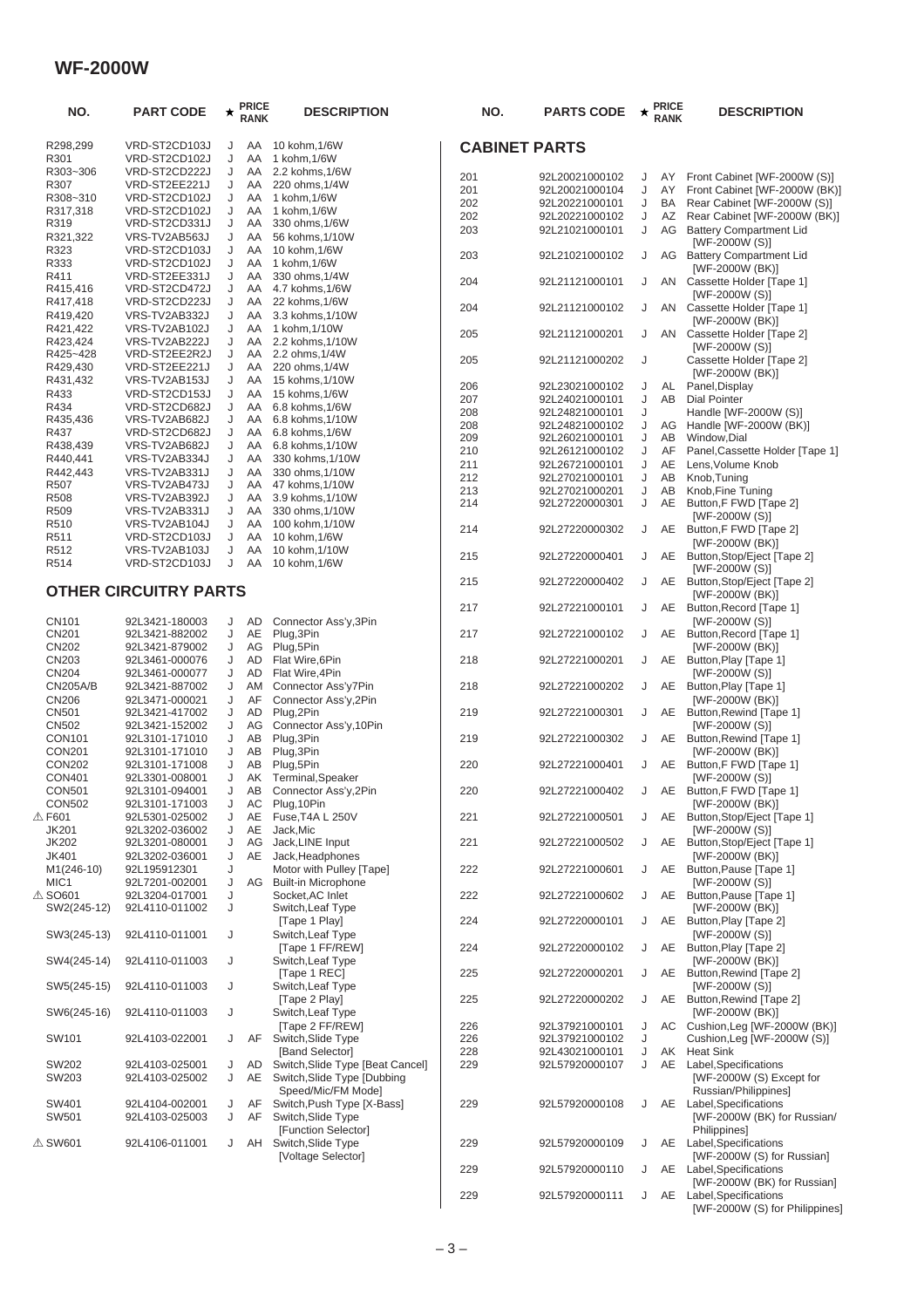## WF-2000W

| NO. | PART CODE | ★ | PRICE RANK | DESCRIPTION |
|---|---|---|---|---|
| R298,299 | VRD-ST2CD103J | J | AA | 10 kohm,1/6W |
| R301 | VRD-ST2CD102J | J | AA | 1 kohm,1/6W |
| R303~306 | VRD-ST2CD222J | J | AA | 2.2 kohms,1/6W |
| R307 | VRD-ST2EE221J | J | AA | 220 ohms,1/4W |
| R308~310 | VRD-ST2CD102J | J | AA | 1 kohm,1/6W |
| R317,318 | VRD-ST2CD102J | J | AA | 1 kohm,1/6W |
| R319 | VRD-ST2CD331J | J | AA | 330 ohms,1/6W |
| R321,322 | VRS-TV2AB563J | J | AA | 56 kohms,1/10W |
| R323 | VRD-ST2CD103J | J | AA | 10 kohm,1/6W |
| R333 | VRD-ST2CD102J | J | AA | 1 kohm,1/6W |
| R411 | VRD-ST2EE331J | J | AA | 330 ohms,1/4W |
| R415,416 | VRD-ST2CD472J | J | AA | 4.7 kohms,1/6W |
| R417,418 | VRD-ST2CD223J | J | AA | 22 kohms,1/6W |
| R419,420 | VRS-TV2AB332J | J | AA | 3.3 kohms,1/10W |
| R421,422 | VRS-TV2AB102J | J | AA | 1 kohm,1/10W |
| R423,424 | VRS-TV2AB222J | J | AA | 2.2 kohms,1/10W |
| R425~428 | VRD-ST2EE2R2J | J | AA | 2.2 ohms,1/4W |
| R429,430 | VRD-ST2EE221J | J | AA | 220 ohms,1/4W |
| R431,432 | VRS-TV2AB153J | J | AA | 15 kohms,1/10W |
| R433 | VRD-ST2CD153J | J | AA | 15 kohms,1/6W |
| R434 | VRD-ST2CD682J | J | AA | 6.8 kohms,1/6W |
| R435,436 | VRS-TV2AB682J | J | AA | 6.8 kohms,1/10W |
| R437 | VRD-ST2CD682J | J | AA | 6.8 kohms,1/6W |
| R438,439 | VRS-TV2AB682J | J | AA | 6.8 kohms,1/10W |
| R440,441 | VRS-TV2AB334J | J | AA | 330 kohms,1/10W |
| R442,443 | VRS-TV2AB331J | J | AA | 330 ohms,1/10W |
| R507 | VRS-TV2AB473J | J | AA | 47 kohms,1/10W |
| R508 | VRS-TV2AB392J | J | AA | 3.9 kohms,1/10W |
| R509 | VRS-TV2AB331J | J | AA | 330 ohms,1/10W |
| R510 | VRS-TV2AB104J | J | AA | 100 kohm,1/10W |
| R511 | VRD-ST2CD103J | J | AA | 10 kohm,1/6W |
| R512 | VRS-TV2AB103J | J | AA | 10 kohm,1/10W |
| R514 | VRD-ST2CD103J | J | AA | 10 kohm,1/6W |

### OTHER CIRCUITRY PARTS

| NO. | PART CODE | ★ | PRICE RANK | DESCRIPTION |
|---|---|---|---|---|
| CN101 | 92L3421-180003 | J | AD | Connector Ass'y,3Pin |
| CN201 | 92L3421-882002 | J | AE | Plug,3Pin |
| CN202 | 92L3421-879002 | J | AG | Plug,5Pin |
| CN203 | 92L3461-000076 | J | AD | Flat Wire,6Pin |
| CN204 | 92L3461-000077 | J | AD | Flat Wire,4Pin |
| CN205A/B | 92L3421-887002 | J | AM | Connector Ass'y7Pin |
| CN206 | 92L3471-000021 | J | AF | Connector Ass'y,2Pin |
| CN501 | 92L3421-417002 | J | AD | Plug,2Pin |
| CN502 | 92L3421-152002 | J | AG | Connector Ass'y,10Pin |
| CON101 | 92L3101-171010 | J | AB | Plug,3Pin |
| CON201 | 92L3101-171010 | J | AB | Plug,3Pin |
| CON202 | 92L3101-171008 | J | AB | Plug,5Pin |
| CON401 | 92L3301-008001 | J | AK | Terminal,Speaker |
| CON501 | 92L3101-094001 | J | AB | Connector Ass'y,2Pin |
| CON502 | 92L3101-171003 | J | AC | Plug,10Pin |
| ⚠ F601 | 92L5301-025002 | J | AE | Fuse,T4A L 250V |
| JK201 | 92L3202-036002 | J | AE | Jack,Mic |
| JK202 | 92L3201-080001 | J | AG | Jack,LINE Input |
| JK401 | 92L3202-036001 | J | AE | Jack,Headphones |
| M1(246-10) | 92L195912301 | J | | Motor with Pulley [Tape] |
| MIC1 | 92L7201-002001 | J | AG | Built-in Microphone |
| ⚠ SO601 | 92L3204-017001 | J | | Socket,AC Inlet |
| SW2(245-12) | 92L4110-011002 | J | | Switch,Leaf Type [Tape 1 Play] |
| SW3(245-13) | 92L4110-011001 | J | | Switch,Leaf Type [Tape 1 FF/REW] |
| SW4(245-14) | 92L4110-011003 | J | | Switch,Leaf Type [Tape 1 REC] |
| SW5(245-15) | 92L4110-011003 | J | | Switch,Leaf Type [Tape 2 Play] |
| SW6(245-16) | 92L4110-011003 | J | | Switch,Leaf Type [Tape 2 FF/REW] |
| SW101 | 92L4103-022001 | J | AF | Switch,Slide Type [Band Selector] |
| SW202 | 92L4103-025001 | J | AD | Switch,Slide Type [Beat Cancel] |
| SW203 | 92L4103-025002 | J | AE | Switch,Slide Type [Dubbing Speed/Mic/FM Mode] |
| SW401 | 92L4104-002001 | J | AF | Switch,Push Type [X-Bass] |
| SW501 | 92L4103-025003 | J | AF | Switch,Slide Type [Function Selector] |
| ⚠ SW601 | 92L4106-011001 | J | AH | Switch,Slide Type [Voltage Selector] |

### CABINET PARTS

| NO. | PARTS CODE | ★ | PRICE RANK | DESCRIPTION |
|---|---|---|---|---|
| 201 | 92L20021000102 | J | AY | Front Cabinet [WF-2000W (S)] |
| 201 | 92L20021000104 | J | AY | Front Cabinet [WF-2000W (BK)] |
| 202 | 92L20221000101 | J | BA | Rear Cabinet [WF-2000W (S)] |
| 202 | 92L20221000102 | J | AZ | Rear Cabinet [WF-2000W (BK)] |
| 203 | 92L21021000101 | J | AG | Battery Compartment Lid [WF-2000W (S)] |
| 203 | 92L21021000102 | J | AG | Battery Compartment Lid [WF-2000W (BK)] |
| 204 | 92L21121000101 | J | AN | Cassette Holder [Tape 1] [WF-2000W (S)] |
| 204 | 92L21121000102 | J | AN | Cassette Holder [Tape 1] [WF-2000W (BK)] |
| 205 | 92L21121000201 | J | AN | Cassette Holder [Tape 2] [WF-2000W (S)] |
| 205 | 92L21121000202 | J | | Cassette Holder [Tape 2] [WF-2000W (BK)] |
| 206 | 92L23021000102 | J | AL | Panel,Display |
| 207 | 92L24021000101 | J | AB | Dial Pointer |
| 208 | 92L24821000101 | J | | Handle [WF-2000W (S)] |
| 208 | 92L24821000102 | J | AG | Handle [WF-2000W (BK)] |
| 209 | 92L26021000101 | J | AB | Window,Dial |
| 210 | 92L26121000102 | J | AF | Panel,Cassette Holder [Tape 1] |
| 211 | 92L26721000101 | J | AE | Lens,Volume Knob |
| 212 | 92L27021000101 | J | AB | Knob,Tuning |
| 213 | 92L27021000201 | J | AB | Knob,Fine Tuning |
| 214 | 92L27220000301 | J | AE | Button,F FWD [Tape 2] [WF-2000W (S)] |
| 214 | 92L27220000302 | J | AE | Button,F FWD [Tape 2] [WF-2000W (BK)] |
| 215 | 92L27220000401 | J | AE | Button,Stop/Eject [Tape 2] [WF-2000W (S)] |
| 215 | 92L27220000402 | J | AE | Button,Stop/Eject [Tape 2] [WF-2000W (BK)] |
| 217 | 92L27221000101 | J | AE | Button,Record [Tape 1] [WF-2000W (S)] |
| 217 | 92L27221000102 | J | AE | Button,Record [Tape 1] [WF-2000W (BK)] |
| 218 | 92L27221000201 | J | AE | Button,Play [Tape 1] [WF-2000W (S)] |
| 218 | 92L27221000202 | J | AE | Button,Play [Tape 1] [WF-2000W (BK)] |
| 219 | 92L27221000301 | J | AE | Button,Rewind [Tape 1] [WF-2000W (S)] |
| 219 | 92L27221000302 | J | AE | Button,Rewind [Tape 1] [WF-2000W (BK)] |
| 220 | 92L27221000401 | J | AE | Button,F FWD [Tape 1] [WF-2000W (S)] |
| 220 | 92L27221000402 | J | AE | Button,F FWD [Tape 1] [WF-2000W (BK)] |
| 221 | 92L27221000501 | J | AE | Button,Stop/Eject [Tape 1] [WF-2000W (S)] |
| 221 | 92L27221000502 | J | AE | Button,Stop/Eject [Tape 1] [WF-2000W (BK)] |
| 222 | 92L27221000601 | J | AE | Button,Pause [Tape 1] [WF-2000W (S)] |
| 222 | 92L27221000602 | J | AE | Button,Pause [Tape 1] [WF-2000W (BK)] |
| 224 | 92L27220000101 | J | AE | Button,Play [Tape 2] [WF-2000W (S)] |
| 224 | 92L27220000102 | J | AE | Button,Play [Tape 2] [WF-2000W (BK)] |
| 225 | 92L27220000201 | J | AE | Button,Rewind [Tape 2] [WF-2000W (S)] |
| 225 | 92L27220000202 | J | AE | Button,Rewind [Tape 2] [WF-2000W (BK)] |
| 226 | 92L37921000101 | J | AC | Cushion,Leg [WF-2000W (BK)] |
| 226 | 92L37921000102 | J | | Cushion,Leg [WF-2000W (S)] |
| 228 | 92L43021000101 | J | AK | Heat Sink |
| 229 | 92L57920000107 | J | AE | Label,Specifications [WF-2000W (S) Except for Russian/Philippines] |
| 229 | 92L57920000108 | J | AE | Label,Specifications [WF-2000W (BK) for Russian/ Philippines] |
| 229 | 92L57920000109 | J | AE | Label,Specifications [WF-2000W (S) for Russian] |
| 229 | 92L57920000110 | J | AE | Label,Specifications [WF-2000W (BK) for Russian] |
| 229 | 92L57920000111 | J | AE | Label,Specifications [WF-2000W (S) for Philippines] |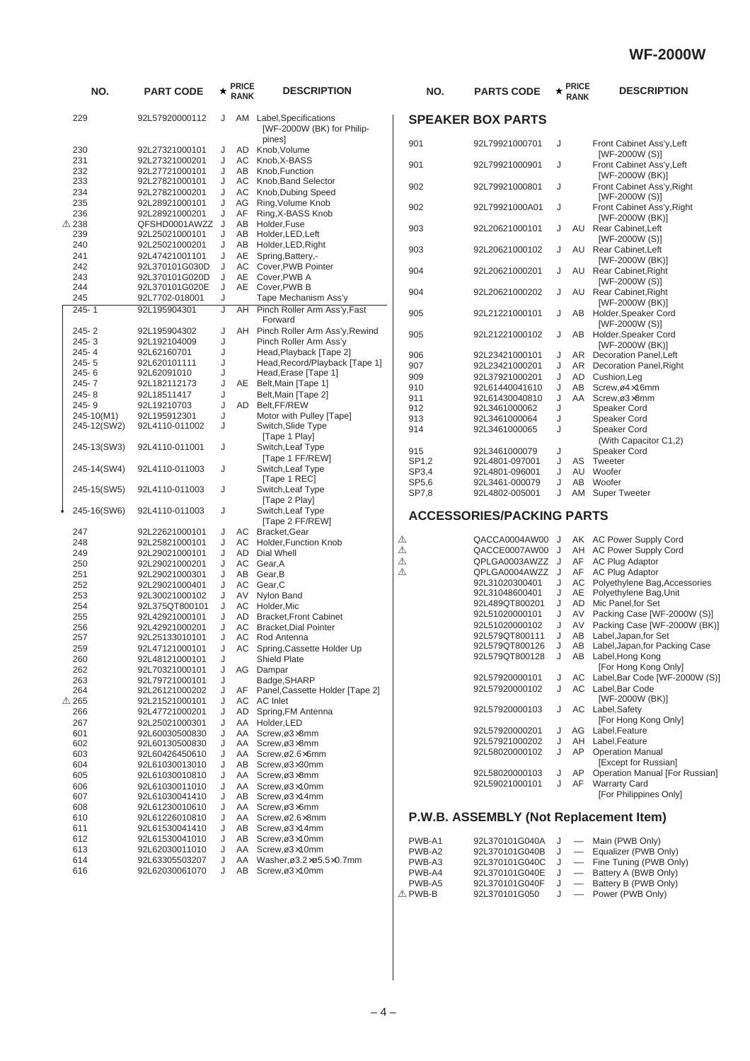| NO. | PART CODE | ★ | PRICE RANK | DESCRIPTION |
|---|---|---|---|---|
| 229 | 92L57920000112 | J | AM | Label,Specifications [WF-2000W (BK) for Philippines] |
| 230 | 92L27321000101 | J | AD | Knob,Volume |
| 231 | 92L27321000201 | J | AC | Knob,X-BASS |
| 232 | 92L27721000101 | J | AB | Knob,Function |
| 233 | 92L27821000101 | J | AC | Knob,Band Selector |
| 234 | 92L27821000201 | J | AC | Knob,Dubing Speed |
| 235 | 92L28921000101 | J | AG | Ring,Volume Knob |
| 236 | 92L28921000201 | J | AF | Ring,X-BASS Knob |
| ⚠ 238 | QFSHD0001AWZZ | J | AB | Holder,Fuse |
| 239 | 92L25021000101 | J | AB | Holder,LED,Left |
| 240 | 92L25021000201 | J | AB | Holder,LED,Right |
| 241 | 92L47421001101 | J | AE | Spring,Battery,- |
| 242 | 92L370101G030D | J | AC | Cover,PWB Pointer |
| 243 | 92L370101G020D | J | AE | Cover,PWB A |
| 244 | 92L370101G020E | J | AE | Cover,PWB B |
| 245 | 92L7702-018001 | J | | Tape Mechanism Ass'y |
| 245- 1 | 92L195904301 | J | AH | Pinch Roller Arm Ass'y,Fast Forward |
| 245- 2 | 92L195904302 | J | AH | Pinch Roller Arm Ass'y,Rewind |
| 245- 3 | 92L192104009 | J | | Pinch Roller Arm Ass'y |
| 245- 4 | 92L62160701 | J | | Head,Playback [Tape 2] |
| 245- 5 | 92L620101111 | J | | Head,Record/Playback [Tape 1] |
| 245- 6 | 92L62091010 | J | | Head,Erase [Tape 1] |
| 245- 7 | 92L182112173 | J | AE | Belt,Main [Tape 1] |
| 245- 8 | 92L18511417 | J | | Belt,Main [Tape 2] |
| 245- 9 | 92L19210703 | J | AD | Belt,FF/REW |
| 245-10(M1) | 92L195912301 | J | | Motor with Pulley [Tape] |
| 245-12(SW2) | 92L4110-011002 | J | | Switch,Slide Type [Tape 1 Play] |
| 245-13(SW3) | 92L4110-011001 | J | | Switch,Leaf Type [Tape 1 FF/REW] |
| 245-14(SW4) | 92L4110-011003 | J | | Switch,Leaf Type [Tape 1 REC] |
| 245-15(SW5) | 92L4110-011003 | J | | Switch,Leaf Type [Tape 2 Play] |
| 245-16(SW6) | 92L4110-011003 | J | | Switch,Leaf Type [Tape 2 FF/REW] |
| 247 | 92L22621000101 | J | AC | Bracket,Gear |
| 248 | 92L25821000101 | J | AC | Holder,Function Knob |
| 249 | 92L29021000101 | J | AD | Dial Whell |
| 250 | 92L29021000201 | J | AC | Gear,A |
| 251 | 92L29021000301 | J | AB | Gear,B |
| 252 | 92L29021000401 | J | AC | Gear,C |
| 253 | 92L30021000102 | J | AV | Nylon Band |
| 254 | 92L375QT800101 | J | AC | Holder,Mic |
| 255 | 92L42921000101 | J | AD | Bracket,Front Cabinet |
| 256 | 92L42921000201 | J | AC | Bracket,Dial Pointer |
| 257 | 92L25133010101 | J | AC | Rod Antenna |
| 259 | 92L47121000101 | J | AC | Spring,Cassette Holder Up |
| 260 | 92L48121000101 | J | | Shield Plate |
| 262 | 92L70321000101 | J | AG | Dampar |
| 263 | 92L79721000101 | J | | Badge,SHARP |
| 264 | 92L26121000202 | J | AF | Panel,Cassette Holder [Tape 2] |
| ⚠ 265 | 92L21521000101 | J | AC | AC Inlet |
| 266 | 92L47721000201 | J | AD | Spring,FM Antenna |
| 267 | 92L25021000301 | J | AA | Holder,LED |
| 601 | 92L60030500830 | J | AA | Screw,ø3×8mm |
| 602 | 92L60130500830 | J | AA | Screw,ø3×8mm |
| 603 | 92L60426450610 | J | AA | Screw,ø2.6×6mm |
| 604 | 92L61030013010 | J | AB | Screw,ø3×30mm |
| 605 | 92L61030010810 | J | AA | Screw,ø3×8mm |
| 606 | 92L61030011010 | J | AA | Screw,ø3×10mm |
| 607 | 92L61030041410 | J | AB | Screw,ø3×14mm |
| 608 | 92L61230010610 | J | AA | Screw,ø3×6mm |
| 610 | 92L61226010810 | J | AA | Screw,ø2.6×8mm |
| 611 | 92L61530041410 | J | AB | Screw,ø3×14mm |
| 612 | 92L61530041010 | J | AB | Screw,ø3×10mm |
| 613 | 92L62030011010 | J | AA | Screw,ø3×10mm |
| 614 | 92L63305503207 | J | AA | Washer,ø3.2×ø5.5×0.7mm |
| 616 | 92L62030061070 | J | AB | Screw,ø3×10mm |

## SPEAKER BOX PARTS

| NO. | PARTS CODE | ★ | PRICE RANK | DESCRIPTION |
|---|---|---|---|---|
| 901 | 92L79921000701 | J | | Front Cabinet Ass'y,Left [WF-2000W (S)] |
| 901 | 92L79921000901 | J | | Front Cabinet Ass'y,Left [WF-2000W (BK)] |
| 902 | 92L79921000801 | J | | Front Cabinet Ass'y,Right [WF-2000W (S)] |
| 902 | 92L79921000A01 | J | | Front Cabinet Ass'y,Right [WF-2000W (BK)] |
| 903 | 92L20621000101 | J | AU | Rear Cabinet,Left [WF-2000W (S)] |
| 903 | 92L20621000102 | J | AU | Rear Cabinet,Left [WF-2000W (BK)] |
| 904 | 92L20621000201 | J | AU | Rear Cabinet,Right [WF-2000W (S)] |
| 904 | 92L20621000202 | J | AU | Rear Cabinet,Right [WF-2000W (BK)] |
| 905 | 92L21221000101 | J | AB | Holder,Speaker Cord [WF-2000W (S)] |
| 905 | 92L21221000102 | J | AB | Holder,Speaker Cord [WF-2000W (BK)] |
| 906 | 92L23421000101 | J | AR | Decoration Panel,Left |
| 907 | 92L23421000201 | J | AR | Decoration Panel,Right |
| 909 | 92L37921000201 | J | AD | Cushion,Leg |
| 910 | 92L61440041610 | J | AB | Screw,ø4×16mm |
| 911 | 92L61430040810 | J | AA | Screw,ø3×8mm |
| 912 | 92L3461000062 | J | | Speaker Cord |
| 913 | 92L3461000064 | J | | Speaker Cord |
| 914 | 92L3461000065 | J | | Speaker Cord (With Capacitor C1,2) |
| 915 | 92L3461000079 | J | | Speaker Cord |
| SP1,2 | 92L4801-097001 | J | AS | Tweeter |
| SP3,4 | 92L4801-096001 | J | AU | Woofer |
| SP5,6 | 92L3461-000079 | J | AB | Woofer |
| SP7,8 | 92L4802-005001 | J | AM | Super Tweeter |

## ACCESSORIES/PACKING PARTS

| NO. | PARTS CODE | ★ | PRICE RANK | DESCRIPTION |
|---|---|---|---|---|
| ⚠ | QACCA0004AW00 | J | AK | AC Power Supply Cord |
| ⚠ | QACCE0007AW00 | J | AH | AC Power Supply Cord |
| ⚠ | QPLGA0003AWZZ | J | AF | AC Plug Adaptor |
| ⚠ | QPLGA0004AWZZ | J | AF | AC Plug Adaptor |
| | 92L31020300401 | J | AC | Polyethylene Bag,Accessories |
| | 92L31048600401 | J | AE | Polyethylene Bag,Unit |
| | 92L489QT800201 | J | AD | Mic Panel,for Set |
| | 92L51020000101 | J | AV | Packing Case [WF-2000W (S)] |
| | 92L51020000102 | J | AV | Packing Case [WF-2000W (BK)] |
| | 92L579QT800111 | J | AB | Label,Japan,for Set |
| | 92L579QT800126 | J | AB | Label,Japan,for Packing Case |
| | 92L579QT800128 | J | AB | Label,Hong Kong [For Hong Kong Only] |
| | 92L57920000101 | J | AC | Label,Bar Code [WF-2000W (S)] |
| | 92L57920000102 | J | AC | Label,Bar Code [WF-2000W (BK)] |
| | 92L57920000103 | J | AC | Label,Safety [For Hong Kong Only] |
| | 92L57920000201 | J | AG | Label,Feature |
| | 92L57920000202 | J | AH | Label,Feature |
| | 92L58020000102 | J | AP | Operation Manual [Except for Russian] |
| | 92L58020000103 | J | AP | Operation Manual [For Russian] |
| | 92L59021000101 | J | AF | Warrarty Card [For Philippines Only] |

## P.W.B. ASSEMBLY (Not Replacement Item)

| NO. | PARTS CODE | ★ | PRICE RANK | DESCRIPTION |
|---|---|---|---|---|
| PWB-A1 | 92L370101G040A | J | — | Main (PWB Only) |
| PWB-A2 | 92L370101G040B | J | — | Equalizer (PWB Only) |
| PWB-A3 | 92L370101G040C | J | — | Fine Tuning (PWB Only) |
| PWB-A4 | 92L370101G040E | J | — | Battery A (BWB Only) |
| PWB-A5 | 92L370101G040F | J | — | Battery B (PWB Only) |
| ⚠ PWB-B | 92L370101G050 | J | — | Power (PWB Only) |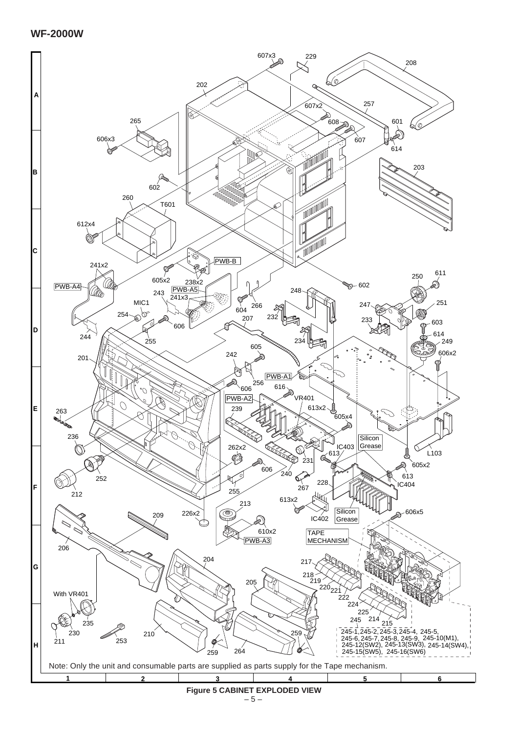## WF-2000W

Note: Only the unit and consumable parts are supplied as parts supply for the Tape mechanism.

**Figure 5 CABINET EXPLODED VIEW**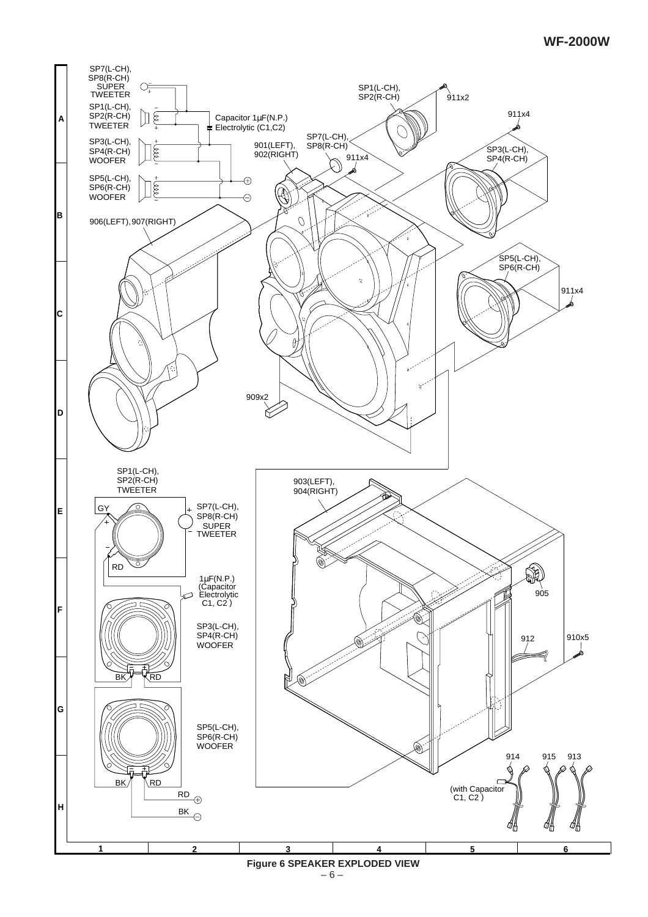Figure 6 SPEAKER EXPLODED VIEW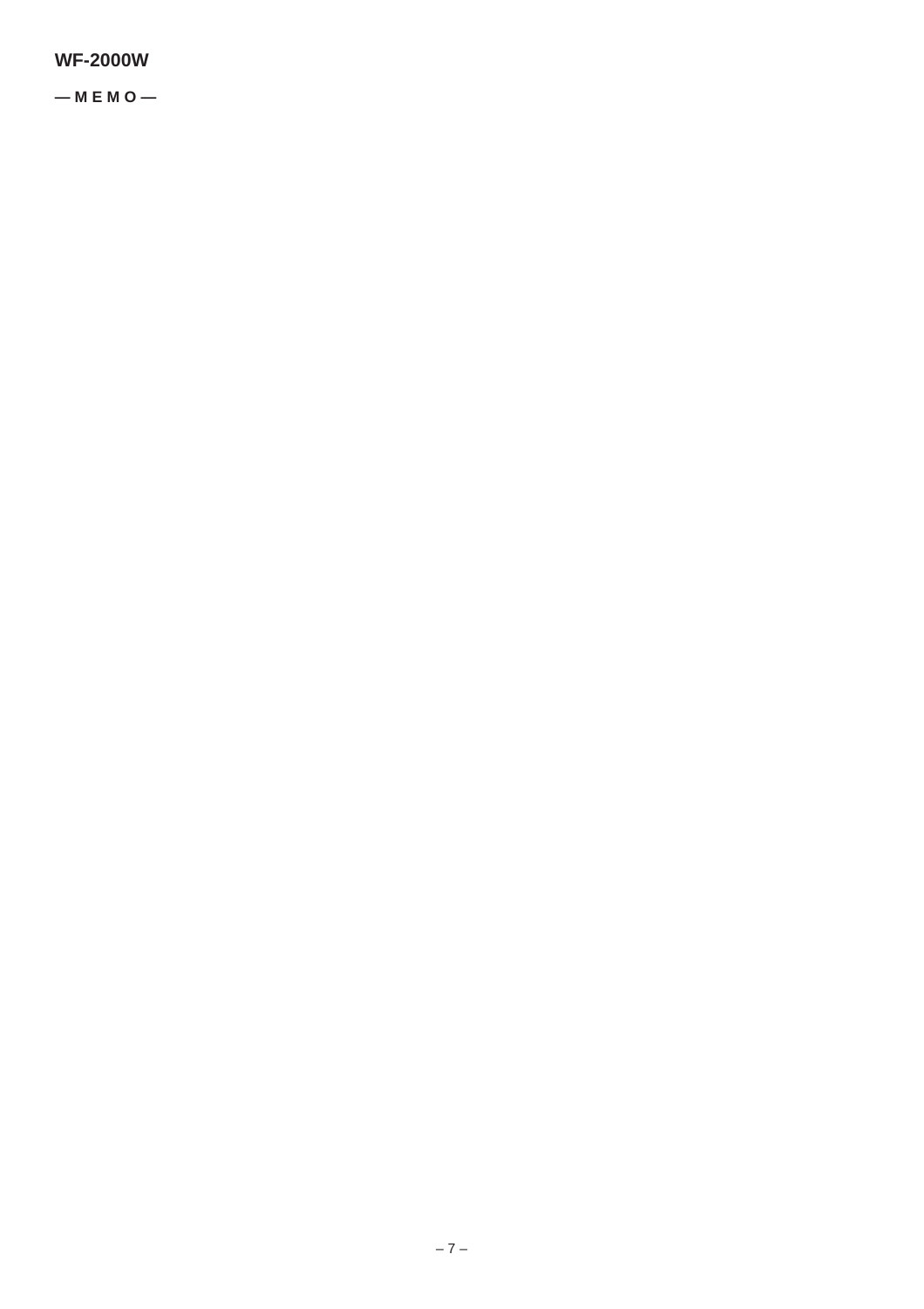— M E M O —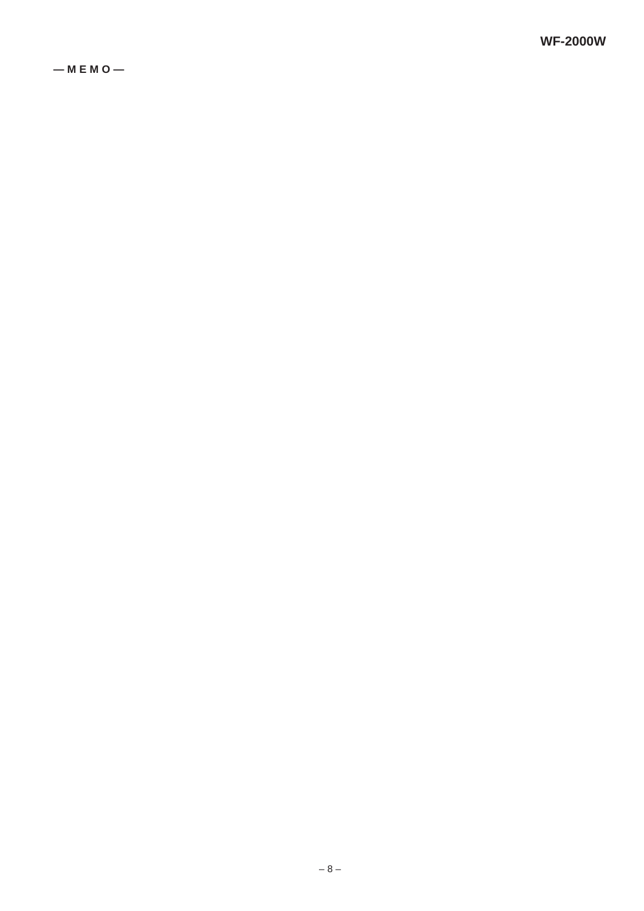— M E M O —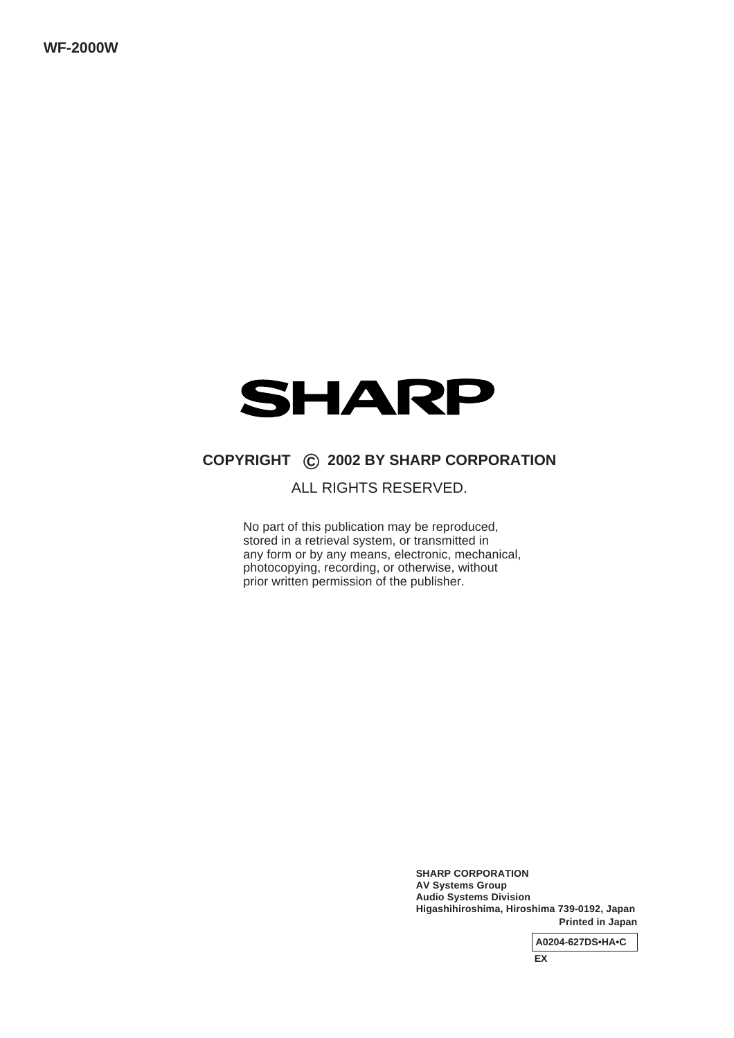WF-2000W

SHARP

**COPYRIGHT © 2002 BY SHARP CORPORATION**

ALL RIGHTS RESERVED.

No part of this publication may be reproduced, stored in a retrieval system, or transmitted in any form or by any means, electronic, mechanical, photocopying, recording, or otherwise, without prior written permission of the publisher.

**SHARP CORPORATION**
**AV Systems Group**
**Audio Systems Division**
**Higashihiroshima, Hiroshima 739-0192, Japan**
**Printed in Japan**

**A0204-627DS•HA•C**
**EX**